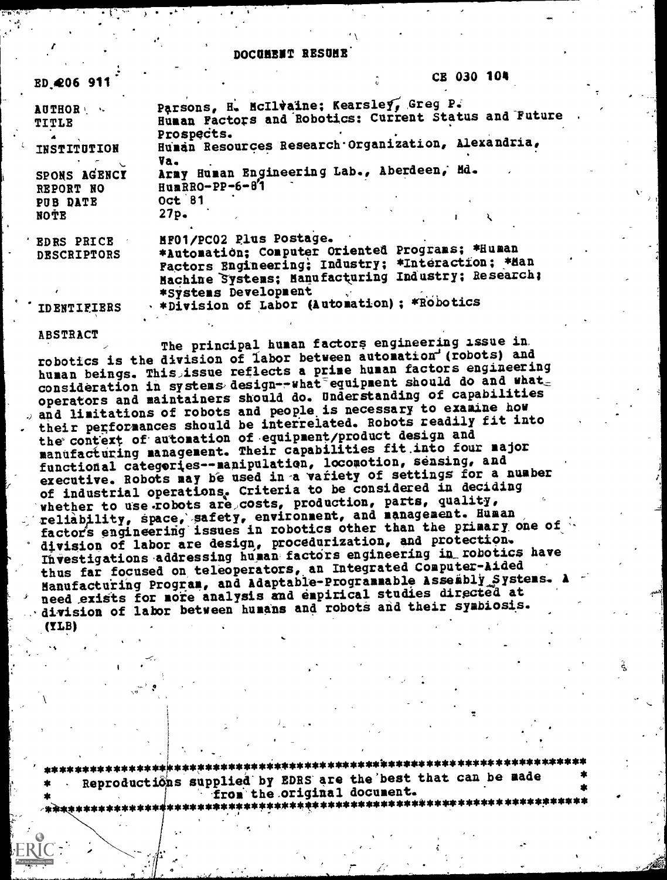# DOCUMENT RESUME

| | |
|---|---|
| ED 206 911 | CE 030 104 |
| AUTHOR | Parsons, H. McIlvaine; Kearsley, Greg P. |
| TITLE | Human Factors and Robotics: Current Status and Future Prospects. |
| INSTITUTION | Human Resources Research Organization, Alexandria, Va. |
| SPONS AGENCY | Army Human Engineering Lab., Aberdeen, Md. |
| REPORT NO | HumRRO-PP-6-81 |
| PUB DATE | Oct 81 |
| NOTE | 27p. |
| EDRS PRICE | MF01/PC02 Plus Postage. |
| DESCRIPTORS | *Automation; Computer Oriented Programs; *Human Factors Engineering; Industry; *Interaction; *Man Machine Systems; Manufacturing Industry; Research; *Systems Development |
| IDENTIFIERS | *Division of Labor (Automation); *Robotics |

## ABSTRACT

The principal human factors engineering issue in robotics is the division of labor between automation (robots) and human beings. This issue reflects a prime human factors engineering consideration in systems design--what equipment should do and what operators and maintainers should do. Understanding of capabilities and limitations of robots and people is necessary to examine how their performances should be interrelated. Robots readily fit into the context of automation of equipment/product design and manufacturing management. Their capabilities fit into four major functional categories--manipulation, locomotion, sensing, and executive. Robots may be used in a variety of settings for a number of industrial operations. Criteria to be considered in deciding whether to use robots are costs, production, parts, quality, reliability, space, safety, environment, and management. Human factors engineering issues in robotics other than the primary one of division of labor are design, procedurization, and protection. Investigations addressing human factors engineering in robotics have thus far focused on teleoperators, an Integrated Computer-Aided Manufacturing Program, and Adaptable-Programmable Assembly Systems. A need exists for more analysis and empirical studies directed at division of labor between humans and robots and their symbiosis. (YLB)

---

Reproductions supplied by EDRS are the best that can be made from the original document.

---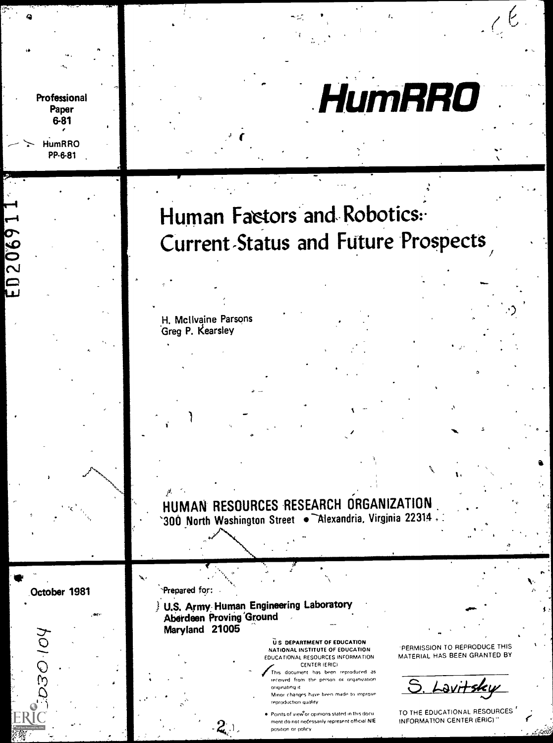Professional Paper 6-81

HumRRO PP-6-81

# HumRRO

ED206911

# Human Factors and Robotics: Current Status and Future Prospects

H. McIlvaine Parsons
Greg P. Kearsley

HUMAN RESOURCES RESEARCH ORGANIZATION
300 North Washington Street • Alexandria, Virginia 22314

October 1981

Prepared for:

U.S. Army Human Engineering Laboratory
Aberdeen Proving Ground
Maryland 21005

U.S. DEPARTMENT OF EDUCATION
NATIONAL INSTITUTE OF EDUCATION
EDUCATIONAL RESOURCES INFORMATION CENTER (ERIC)

This document has been reproduced as received from the person or organization originating it.
Minor changes have been made to improve reproduction quality.

- Points of view or opinions stated in this document do not necessarily represent official NIE position or policy.

"PERMISSION TO REPRODUCE THIS MATERIAL HAS BEEN GRANTED BY

S. Lavitsky

TO THE EDUCATIONAL RESOURCES INFORMATION CENTER (ERIC)."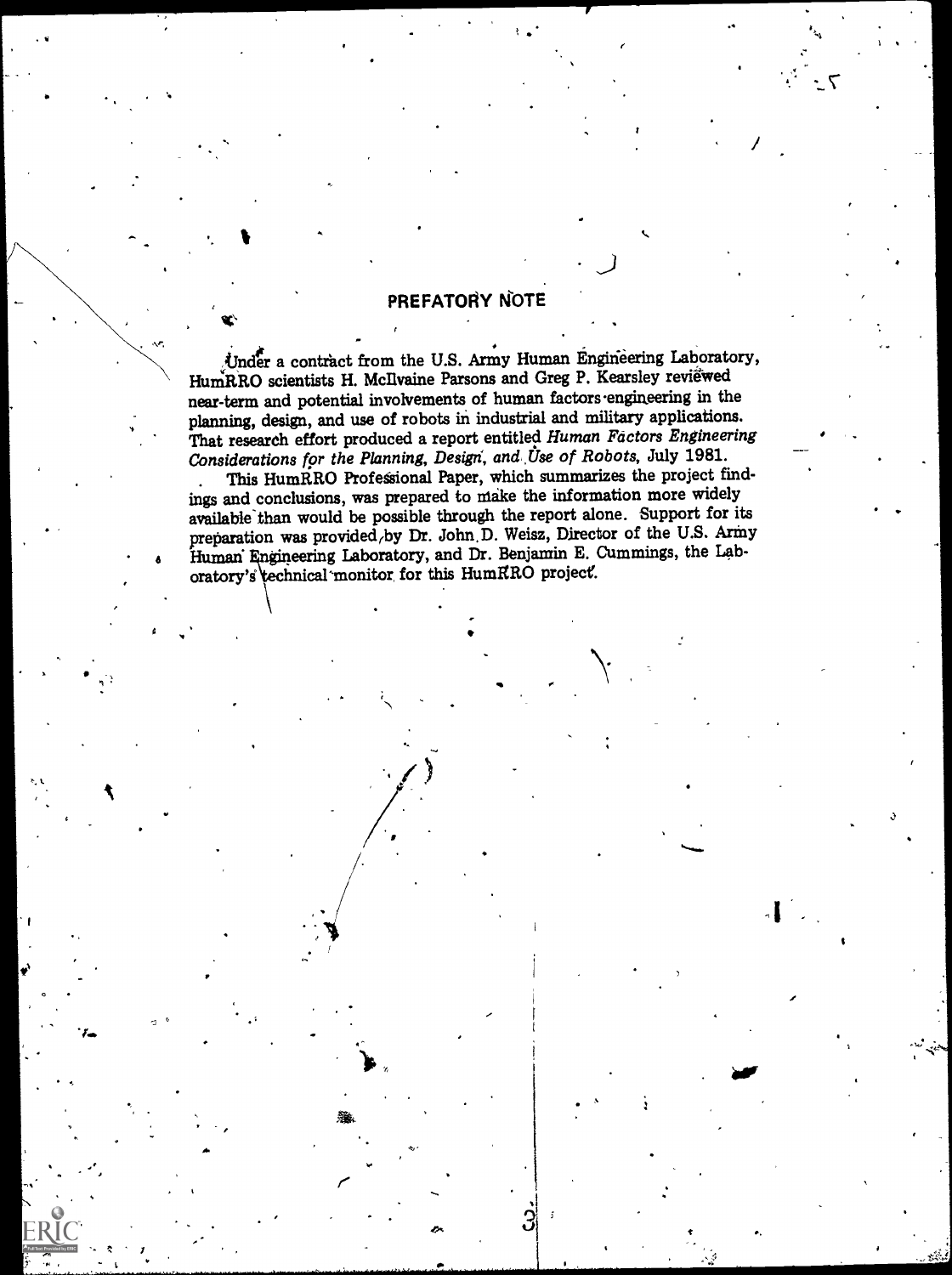## PREFATORY NOTE

Under a contract from the U.S. Army Human Engineering Laboratory, HumRRO scientists H. McIlvaine Parsons and Greg P. Kearsley reviewed near-term and potential involvements of human factors engineering in the planning, design, and use of robots in industrial and military applications. That research effort produced a report entitled *Human Factors Engineering Considerations for the Planning, Design, and Use of Robots*, July 1981.

This HumRRO Professional Paper, which summarizes the project findings and conclusions, was prepared to make the information more widely available than would be possible through the report alone. Support for its preparation was provided by Dr. John D. Weisz, Director of the U.S. Army Human Engineering Laboratory, and Dr. Benjamin E. Cummings, the Laboratory's technical monitor for this HumRRO project.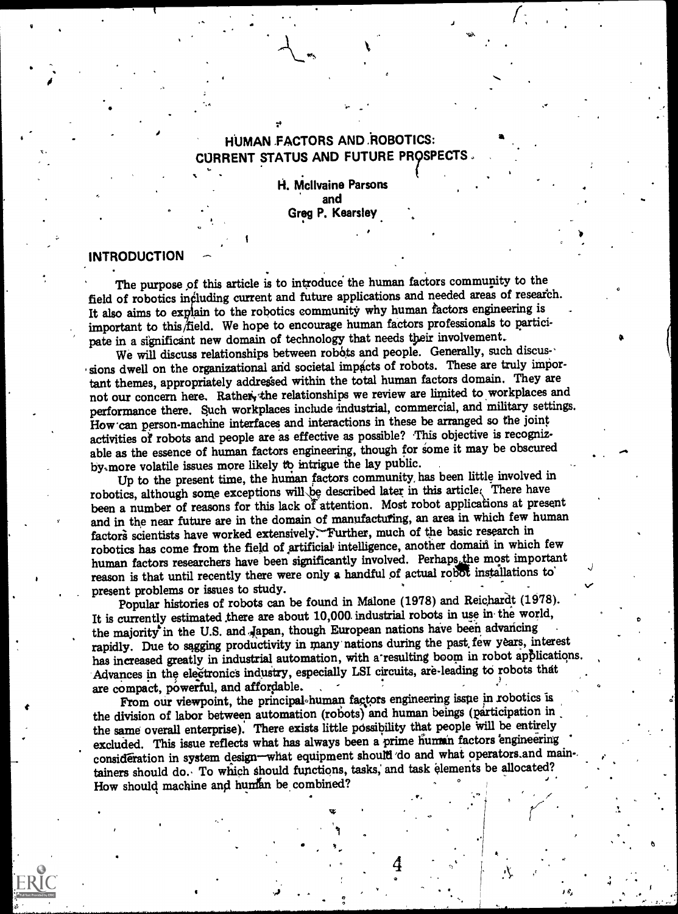# HUMAN FACTORS AND ROBOTICS: CURRENT STATUS AND FUTURE PROSPECTS

H. McIlvaine Parsons
and
Greg P. Kearsley

## INTRODUCTION

The purpose of this article is to introduce the human factors community to the field of robotics including current and future applications and needed areas of research. It also aims to explain to the robotics community why human factors engineering is important to this field. We hope to encourage human factors professionals to participate in a significant new domain of technology that needs their involvement.

We will discuss relationships between robots and people. Generally, such discussions dwell on the organizational and societal impacts of robots. These are truly important themes, appropriately addressed within the total human factors domain. They are not our concern here. Rather, the relationships we review are limited to workplaces and performance there. Such workplaces include industrial, commercial, and military settings. How can person-machine interfaces and interactions in these be arranged so the joint activities of robots and people are as effective as possible? This objective is recognizable as the essence of human factors engineering, though for some it may be obscured by more volatile issues more likely to intrigue the lay public.

Up to the present time, the human factors community has been little involved in robotics, although some exceptions will be described later in this article. There have been a number of reasons for this lack of attention. Most robot applications at present and in the near future are in the domain of manufacturing, an area in which few human factors scientists have worked extensively. Further, much of the basic research in robotics has come from the field of artificial intelligence, another domain in which few human factors researchers have been significantly involved. Perhaps the most important reason is that until recently there were only a handful of actual robot installations to present problems or issues to study.

Popular histories of robots can be found in Malone (1978) and Reichardt (1978). It is currently estimated there are about 10,000 industrial robots in use in the world, the majority in the U.S. and Japan, though European nations have been advancing rapidly. Due to sagging productivity in many nations during the past few years, interest has increased greatly in industrial automation, with a resulting boom in robot applications. Advances in the electronics industry, especially LSI circuits, are leading to robots that are compact, powerful, and affordable.

From our viewpoint, the principal human factors engineering issue in robotics is the division of labor between automation (robots) and human beings (participation in the same overall enterprise). There exists little possibility that people will be entirely excluded. This issue reflects what has always been a prime human factors engineering consideration in system design—what equipment should do and what operators and maintainers should do. To which should functions, tasks, and task elements be allocated? How should machine and human be combined?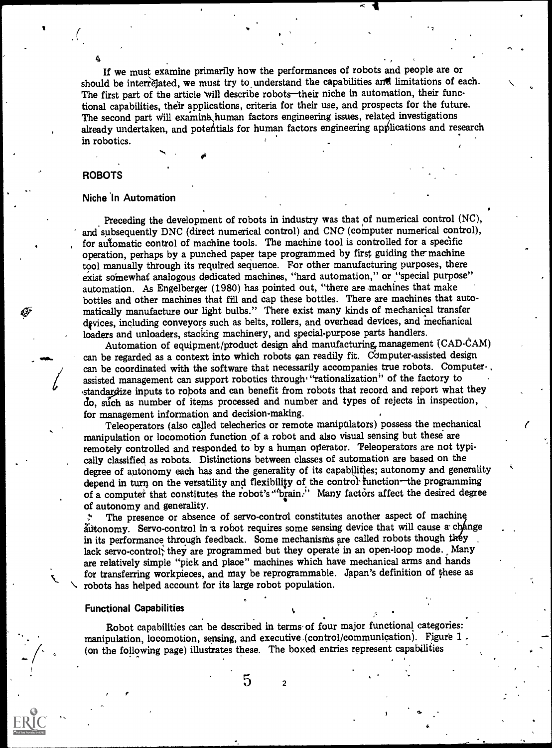If we must examine primarily how the performances of robots and people are or should be interrelated, we must try to understand the capabilities and limitations of each. The first part of the article will describe robots—their niche in automation, their functional capabilities, their applications, criteria for their use, and prospects for the future. The second part will examine human factors engineering issues, related investigations already undertaken, and potentials for human factors engineering applications and research in robotics.

## ROBOTS

### Niche In Automation

Preceding the development of robots in industry was that of numerical control (NC), and subsequently DNC (direct numerical control) and CNC (computer numerical control), for automatic control of machine tools. The machine tool is controlled for a specific operation, perhaps by a punched paper tape programmed by first guiding the machine tool manually through its required sequence. For other manufacturing purposes, there exist somewhat analogous dedicated machines, "hard automation," or "special purpose" automation. As Engelberger (1980) has pointed out, "there are machines that make bottles and other machines that fill and cap these bottles. There are machines that automatically manufacture our light bulbs." There exist many kinds of mechanical transfer devices, including conveyors such as belts, rollers, and overhead devices, and mechanical loaders and unloaders, stacking machinery, and special-purpose parts handlers.

Automation of equipment/product design and manufacturing management (CAD-CAM) can be regarded as a context into which robots can readily fit. Computer-assisted design can be coordinated with the software that necessarily accompanies true robots. Computer-assisted management can support robotics through "rationalization" of the factory to standardize inputs to robots and can benefit from robots that record and report what they do, such as number of items processed and number and types of rejects in inspection, for management information and decision-making.

Teleoperators (also called telecherics or remote manipulators) possess the mechanical manipulation or locomotion function of a robot and also visual sensing but these are remotely controlled and responded to by a human operator. Teleoperators are not typically classified as robots. Distinctions between classes of automation are based on the degree of autonomy each has and the generality of its capabilities; autonomy and generality depend in turn on the versatility and flexibility of the control function—the programming of a computer that constitutes the robot's "brain." Many factors affect the desired degree of autonomy and generality.

The presence or absence of servo-control constitutes another aspect of machine autonomy. Servo-control in a robot requires some sensing device that will cause a change in its performance through feedback. Some mechanisms are called robots though they lack servo-control; they are programmed but they operate in an open-loop mode. Many are relatively simple "pick and place" machines which have mechanical arms and hands for transferring workpieces, and may be reprogrammable. Japan's definition of these as robots has helped account for its large robot population.

### Functional Capabilities

Robot capabilities can be described in terms of four major functional categories: manipulation, locomotion, sensing, and executive (control/communication). Figure 1 (on the following page) illustrates these. The boxed entries represent capabilities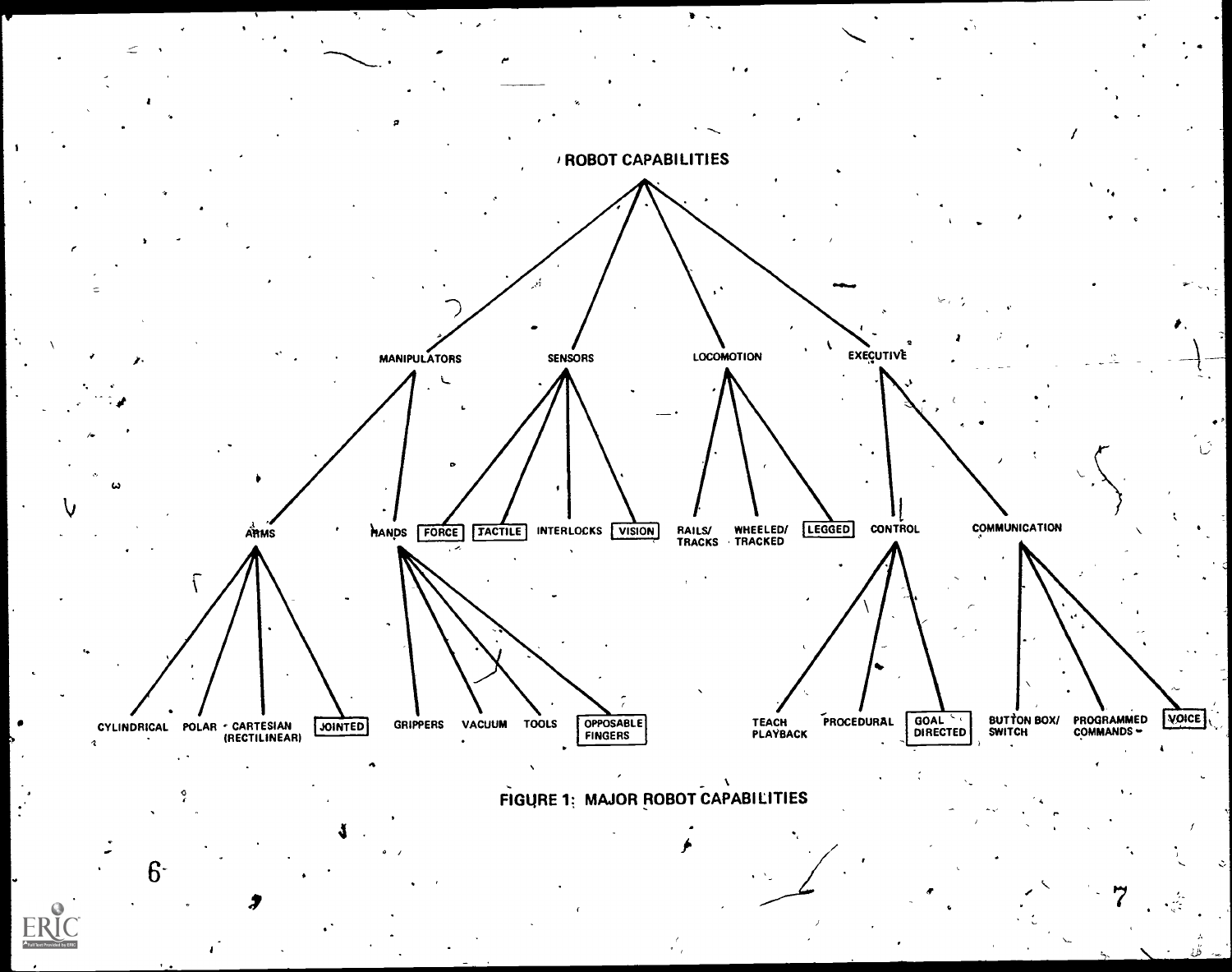- ROBOT CAPABILITIES
  - MANIPULATORS
    - ARMS
      - CYLINDRICAL
      - POLAR
      - CARTESIAN (RECTILINEAR)
      - **JOINTED**
    - HANDS
      - GRIPPERS
      - VACUUM
      - TOOLS
      - **OPPOSABLE FINGERS**
  - SENSORS
    - **FORCE**
    - **TACTILE**
    - INTERLOCKS
    - **VISION**
  - LOCOMOTION
    - RAILS/ TRACKS
    - WHEELED/ TRACKED
    - **LEGGED**
  - EXECUTIVE
    - CONTROL
      - TEACH PLAYBACK
      - PROCEDURAL
      - **GOAL DIRECTED**
    - COMMUNICATION
      - BUTTON BOX/ SWITCH
      - PROGRAMMED COMMANDS
      - **VOICE**

FIGURE 1: MAJOR ROBOT CAPABILITIES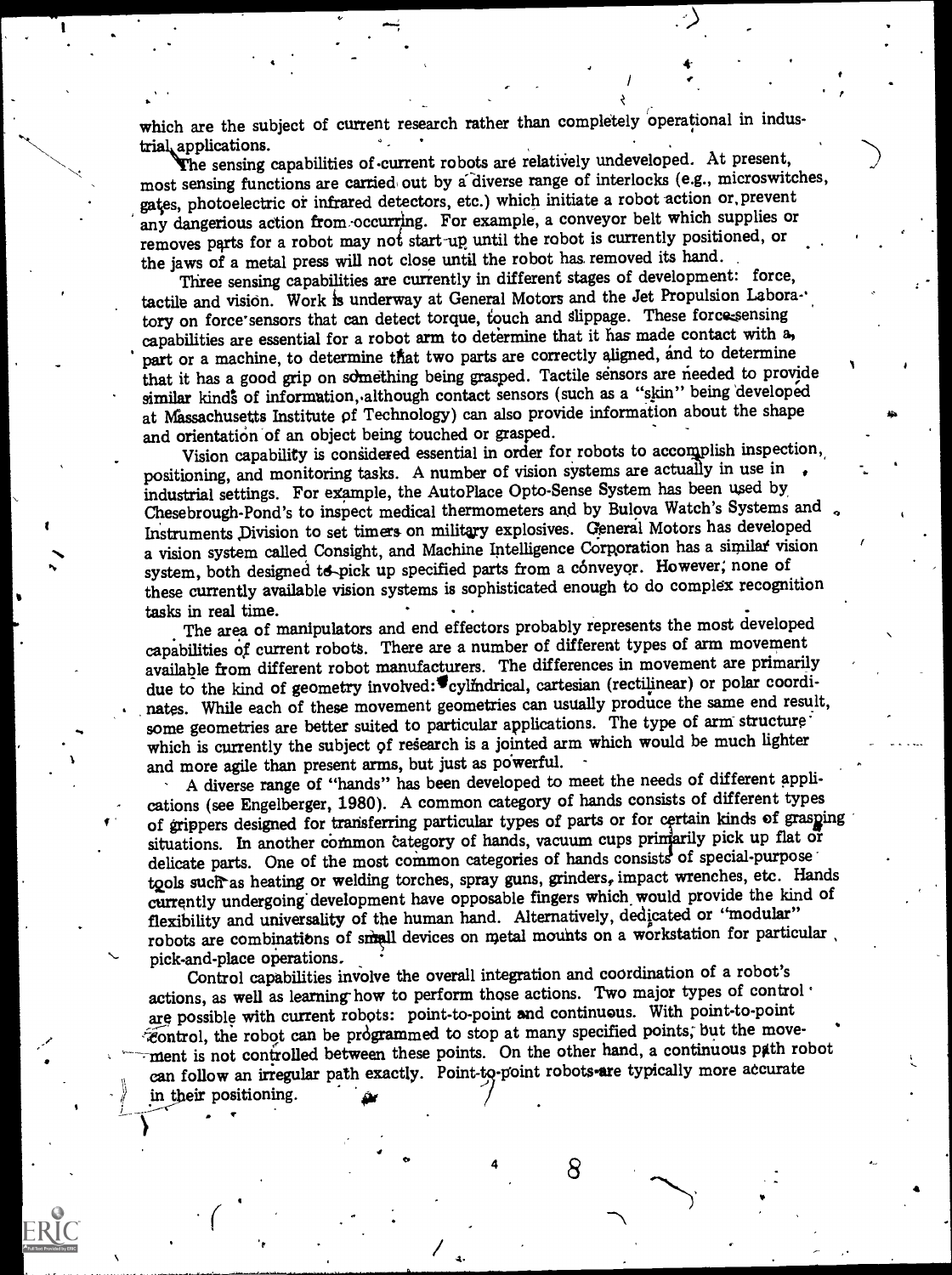which are the subject of current research rather than completely operational in industrial applications.

The sensing capabilities of current robots are relatively undeveloped. At present, most sensing functions are carried out by a diverse range of interlocks (e.g., microswitches, gates, photoelectric or infrared detectors, etc.) which initiate a robot action or prevent any dangerous action from occurring. For example, a conveyor belt which supplies or removes parts for a robot may not start-up until the robot is currently positioned, or the jaws of a metal press will not close until the robot has removed its hand.

Three sensing capabilities are currently in different stages of development: force, tactile and vision. Work is underway at General Motors and the Jet Propulsion Laboratory on force sensors that can detect torque, touch and slippage. These force-sensing capabilities are essential for a robot arm to determine that it has made contact with a part or a machine, to determine that two parts are correctly aligned, and to determine that it has a good grip on something being grasped. Tactile sensors are needed to provide similar kinds of information, although contact sensors (such as a "skin" being developed at Massachusetts Institute of Technology) can also provide information about the shape and orientation of an object being touched or grasped.

Vision capability is considered essential in order for robots to accomplish inspection, positioning, and monitoring tasks. A number of vision systems are actually in use in industrial settings. For example, the AutoPlace Opto-Sense System has been used by Chesebrough-Pond's to inspect medical thermometers and by Bulova Watch's Systems and Instruments Division to set timers on military explosives. General Motors has developed a vision system called Consight, and Machine Intelligence Corporation has a similar vision system, both designed to pick up specified parts from a conveyor. However, none of these currently available vision systems is sophisticated enough to do complex recognition tasks in real time.

The area of manipulators and end effectors probably represents the most developed capabilities of current robots. There are a number of different types of arm movement available from different robot manufacturers. The differences in movement are primarily due to the kind of geometry involved: cylindrical, cartesian (rectilinear) or polar coordinates. While each of these movement geometries can usually produce the same end result, some geometries are better suited to particular applications. The type of arm structure which is currently the subject of research is a jointed arm which would be much lighter and more agile than present arms, but just as powerful.

A diverse range of "hands" has been developed to meet the needs of different applications (see Engelberger, 1980). A common category of hands consists of different types of grippers designed for transferring particular types of parts or for certain kinds of grasping situations. In another common category of hands, vacuum cups primarily pick up flat or delicate parts. One of the most common categories of hands consists of special-purpose tools such as heating or welding torches, spray guns, grinders, impact wrenches, etc. Hands currently undergoing development have opposable fingers which would provide the kind of flexibility and universality of the human hand. Alternatively, dedicated or "modular" robots are combinations of small devices on metal mounts on a workstation for particular pick-and-place operations.

Control capabilities involve the overall integration and coordination of a robot's actions, as well as learning how to perform those actions. Two major types of control are possible with current robots: point-to-point and continuous. With point-to-point control, the robot can be programmed to stop at many specified points, but the movement is not controlled between these points. On the other hand, a continuous path robot can follow an irregular path exactly. Point-to-point robots are typically more accurate in their positioning.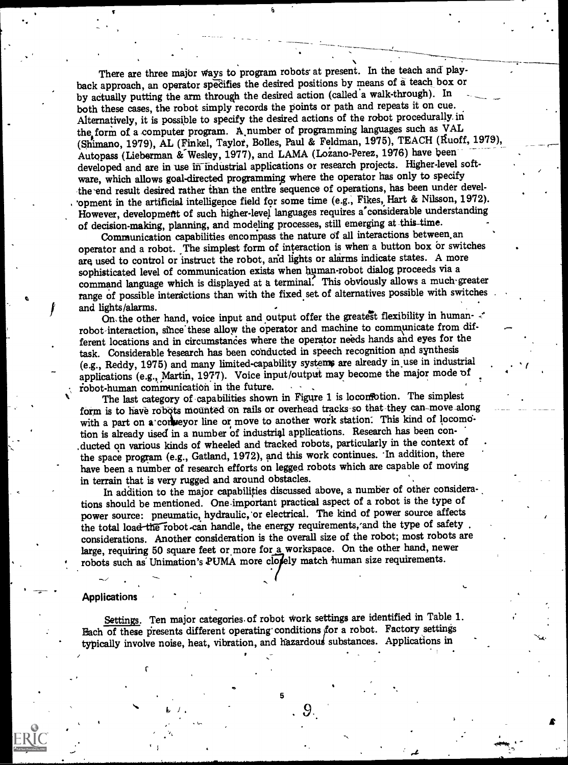There are three major ways to program robots at present. In the teach and playback approach, an operator specifies the desired positions by means of a teach box or by actually putting the arm through the desired action (called a walk-through). In both these cases, the robot simply records the points or path and repeats it on cue. Alternatively, it is possible to specify the desired actions of the robot procedurally in the form of a computer program. A number of programming languages such as VAL (Shimano, 1979), AL (Finkel, Taylor, Bolles, Paul & Feldman, 1975), TEACH (Ruoff, 1979), Autopass (Lieberman & Wesley, 1977), and LAMA (Lozano-Perez, 1976) have been developed and are in use in industrial applications or research projects. Higher-level software, which allows goal-directed programming where the operator has only to specify the end result desired rather than the entire sequence of operations, has been under development in the artificial intelligence field for some time (e.g., Fikes, Hart & Nilsson, 1972). However, development of such higher-level languages requires a considerable understanding of decision-making, planning, and modeling processes, still emerging at this time.

Communication capabilities encompass the nature of all interactions between an operator and a robot. The simplest form of interaction is when a button box or switches are used to control or instruct the robot, and lights or alarms indicate states. A more sophisticated level of communication exists when human-robot dialog proceeds via a command language which is displayed at a terminal. This obviously allows a much greater range of possible interactions than with the fixed set of alternatives possible with switches and lights/alarms.

On the other hand, voice input and output offer the greatest flexibility in human-robot interaction, since these allow the operator and machine to communicate from different locations and in circumstances where the operator needs hands and eyes for the task. Considerable research has been conducted in speech recognition and synthesis (e.g., Reddy, 1975) and many limited-capability systems are already in use in industrial applications (e.g., Martin, 1977). Voice input/output may become the major mode of robot-human communication in the future.

The last category of capabilities shown in Figure 1 is locomotion. The simplest form is to have robots mounted on rails or overhead tracks so that they can move along with a part on a conveyor line or move to another work station. This kind of locomotion is already used in a number of industrial applications. Research has been conducted on various kinds of wheeled and tracked robots, particularly in the context of the space program (e.g., Gatland, 1972), and this work continues. In addition, there have been a number of research efforts on legged robots which are capable of moving in terrain that is very rugged and around obstacles.

In addition to the major capabilities discussed above, a number of other considerations should be mentioned. One important practical aspect of a robot is the type of power source: pneumatic, hydraulic, or electrical. The kind of power source affects the total load the robot can handle, the energy requirements, and the type of safety considerations. Another consideration is the overall size of the robot; most robots are large, requiring 50 square feet or more for a workspace. On the other hand, newer robots such as Unimation's PUMA more closely match human size requirements.

## Applications

Settings. Ten major categories of robot work settings are identified in Table 1. Each of these presents different operating conditions for a robot. Factory settings typically involve noise, heat, vibration, and hazardous substances. Applications in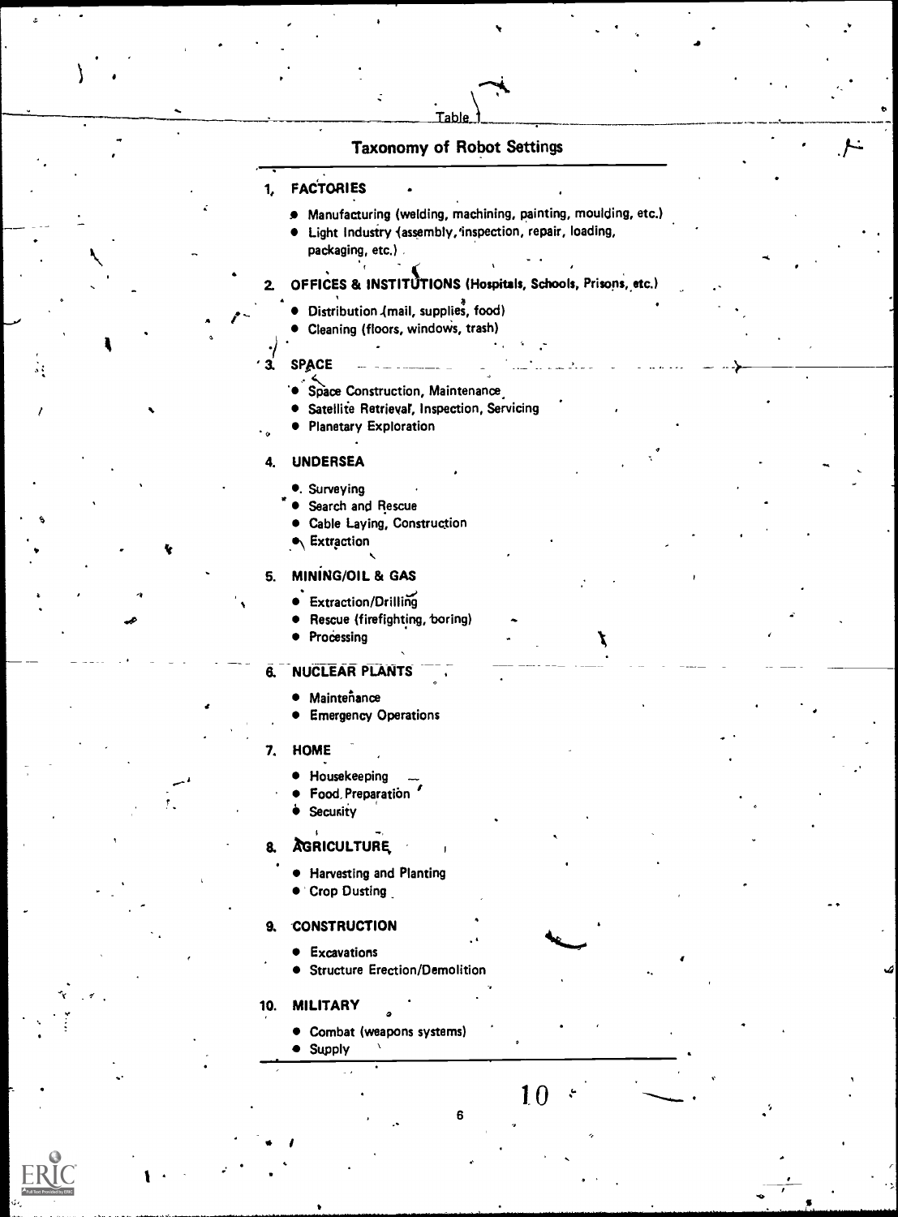Table 1

## Taxonomy of Robot Settings

1. **FACTORIES**
   - Manufacturing (welding, machining, painting, moulding, etc.)
   - Light Industry (assembly, inspection, repair, loading, packaging, etc.)
2. **OFFICES & INSTITUTIONS (Hospitals, Schools, Prisons, etc.)**
   - Distribution (mail, supplies, food)
   - Cleaning (floors, windows, trash)
3. **SPACE**
   - Space Construction, Maintenance
   - Satellite Retrieval, Inspection, Servicing
   - Planetary Exploration
4. **UNDERSEA**
   - Surveying
   - Search and Rescue
   - Cable Laying, Construction
   - Extraction
5. **MINING/OIL & GAS**
   - Extraction/Drilling
   - Rescue (firefighting, boring)
   - Processing
6. **NUCLEAR PLANTS**
   - Maintenance
   - Emergency Operations
7. **HOME**
   - Housekeeping
   - Food Preparation
   - Security
8. **AGRICULTURE**
   - Harvesting and Planting
   - Crop Dusting
9. **CONSTRUCTION**
   - Excavations
   - Structure Erection/Demolition
10. **MILITARY**
    - Combat (weapons systems)
    - Supply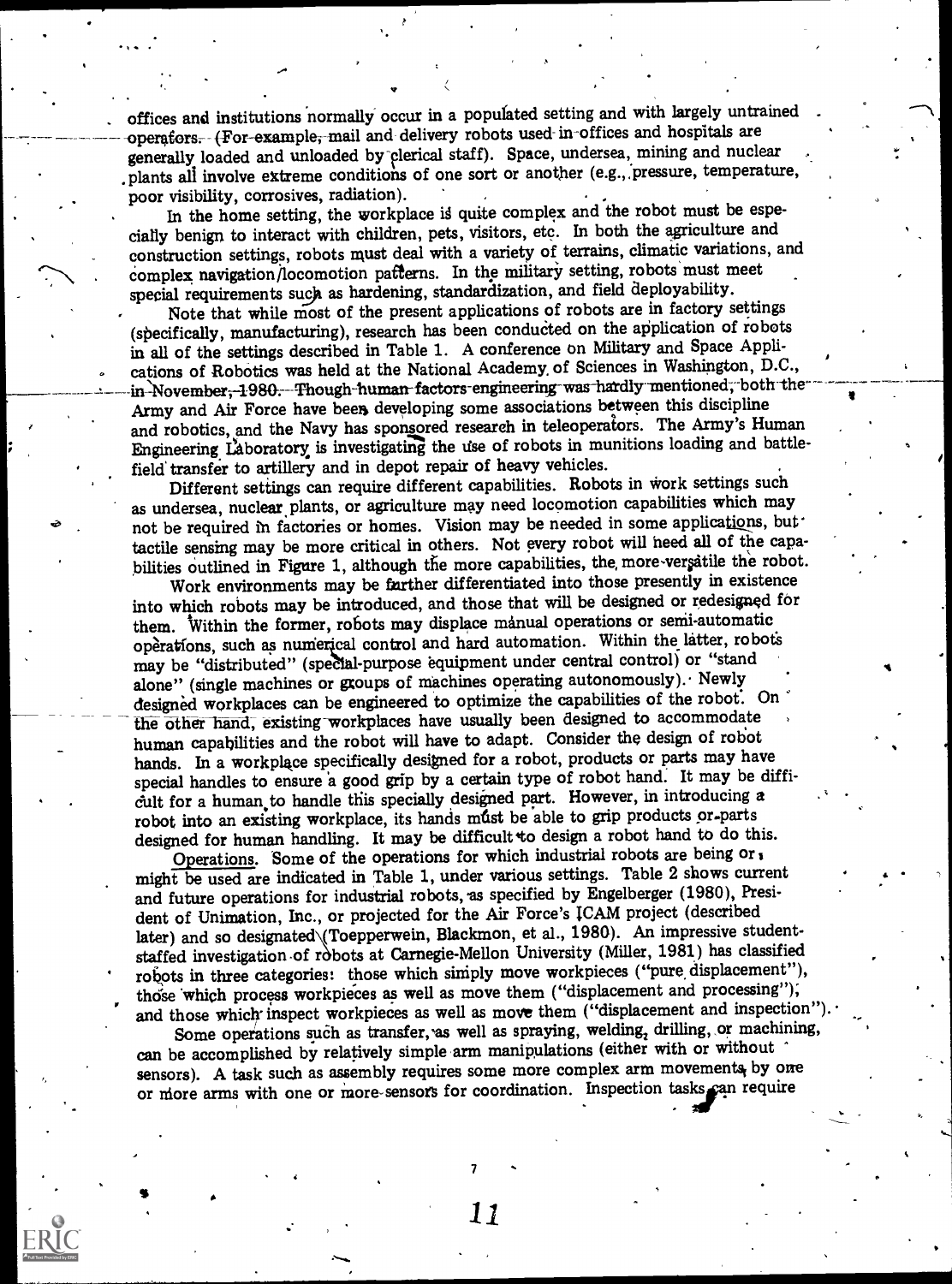offices and institutions normally occur in a populated setting and with largely untrained operators. (For example, mail and delivery robots used in offices and hospitals are generally loaded and unloaded by clerical staff). Space, undersea, mining and nuclear plants all involve extreme conditions of one sort or another (e.g., pressure, temperature, poor visibility, corrosives, radiation).

In the home setting, the workplace is quite complex and the robot must be especially benign to interact with children, pets, visitors, etc. In both the agriculture and construction settings, robots must deal with a variety of terrains, climatic variations, and complex navigation/locomotion patterns. In the military setting, robots must meet special requirements such as hardening, standardization, and field deployability.

Note that while most of the present applications of robots are in factory settings (specifically, manufacturing), research has been conducted on the application of robots in all of the settings described in Table 1. A conference on Military and Space Applications of Robotics was held at the National Academy of Sciences in Washington, D.C., in November, 1980. Though human factors engineering was hardly mentioned, both the Army and Air Force have been developing some associations between this discipline and robotics, and the Navy has sponsored research in teleoperators. The Army's Human Engineering Laboratory is investigating the use of robots in munitions loading and battlefield transfer to artillery and in depot repair of heavy vehicles.

Different settings can require different capabilities. Robots in work settings such as undersea, nuclear plants, or agriculture may need locomotion capabilities which may not be required in factories or homes. Vision may be needed in some applications, but tactile sensing may be more critical in others. Not every robot will need all of the capabilities outlined in Figure 1, although the more capabilities, the more versatile the robot.

Work environments may be further differentiated into those presently in existence into which robots may be introduced, and those that will be designed or redesigned for them. Within the former, robots may displace manual operations or semi-automatic operations, such as numerical control and hard automation. Within the latter, robots may be "distributed" (special-purpose equipment under central control) or "stand alone" (single machines or groups of machines operating autonomously). Newly designed workplaces can be engineered to optimize the capabilities of the robot. On the other hand, existing workplaces have usually been designed to accommodate human capabilities and the robot will have to adapt. Consider the design of robot hands. In a workplace specifically designed for a robot, products or parts may have special handles to ensure a good grip by a certain type of robot hand. It may be difficult for a human to handle this specially designed part. However, in introducing a robot into an existing workplace, its hands must be able to grip products or parts designed for human handling. It may be difficult to design a robot hand to do this.

Operations. Some of the operations for which industrial robots are being or might be used are indicated in Table 1, under various settings. Table 2 shows current and future operations for industrial robots, as specified by Engelberger (1980), President of Unimation, Inc., or projected for the Air Force's ICAM project (described later) and so designated (Toepperwein, Blackmon, et al., 1980). An impressive student-staffed investigation of robots at Carnegie-Mellon University (Miller, 1981) has classified robots in three categories: those which simply move workpieces ("pure displacement"), those which process workpieces as well as move them ("displacement and processing"), and those which inspect workpieces as well as move them ("displacement and inspection").

Some operations such as transfer, as well as spraying, welding, drilling, or machining, can be accomplished by relatively simple arm manipulations (either with or without sensors). A task such as assembly requires some more complex arm movements by one or more arms with one or more sensors for coordination. Inspection tasks can require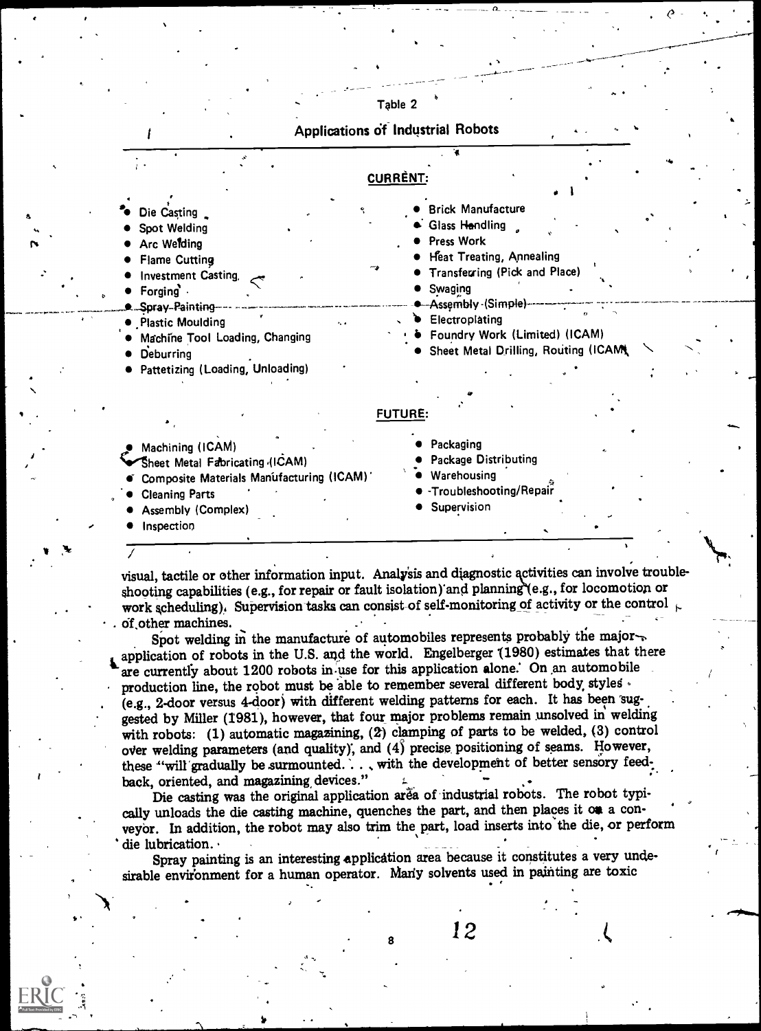Table 2

**Applications of Industrial Robots**

**CURRENT:**

- Die Casting
- Spot Welding
- Arc Welding
- Flame Cutting
- Investment Casting
- Forging
- Spray Painting
- Plastic Moulding
- Machine Tool Loading, Changing
- Deburring
- Pattetizing (Loading, Unloading)
- Brick Manufacture
- Glass Handling
- Press Work
- Heat Treating, Annealing
- Transferring (Pick and Place)
- Swaging
- Assembly (Simple)
- Electroplating
- Foundry Work (Limited) (ICAM)
- Sheet Metal Drilling, Routing (ICAM)

**FUTURE:**

- Machining (ICAM)
- Sheet Metal Fabricating (ICAM)
- Composite Materials Manufacturing (ICAM)
- Cleaning Parts
- Assembly (Complex)
- Inspection
- Packaging
- Package Distributing
- Warehousing
- Troubleshooting/Repair
- Supervision

visual, tactile or other information input. Analysis and diagnostic activities can involve troubleshooting capabilities (e.g., for repair or fault isolation) and planning (e.g., for locomotion or work scheduling). Supervision tasks can consist of self-monitoring of activity or the control of other machines.

Spot welding in the manufacture of automobiles represents probably the major application of robots in the U.S. and the world. Engelberger (1980) estimates that there are currently about 1200 robots in use for this application alone. On an automobile production line, the robot must be able to remember several different body styles (e.g., 2-door versus 4-door) with different welding patterns for each. It has been suggested by Miller (1981), however, that four major problems remain unsolved in welding with robots: (1) automatic magazining, (2) clamping of parts to be welded, (3) control over welding parameters (and quality), and (4) precise positioning of seams. However, these "will gradually be surmounted. . . with the development of better sensory feedback, oriented, and magazining devices."

Die casting was the original application area of industrial robots. The robot typically unloads the die casting machine, quenches the part, and then places it on a conveyor. In addition, the robot may also trim the part, load inserts into the die, or perform die lubrication.

Spray painting is an interesting application area because it constitutes a very undesirable environment for a human operator. Many solvents used in painting are toxic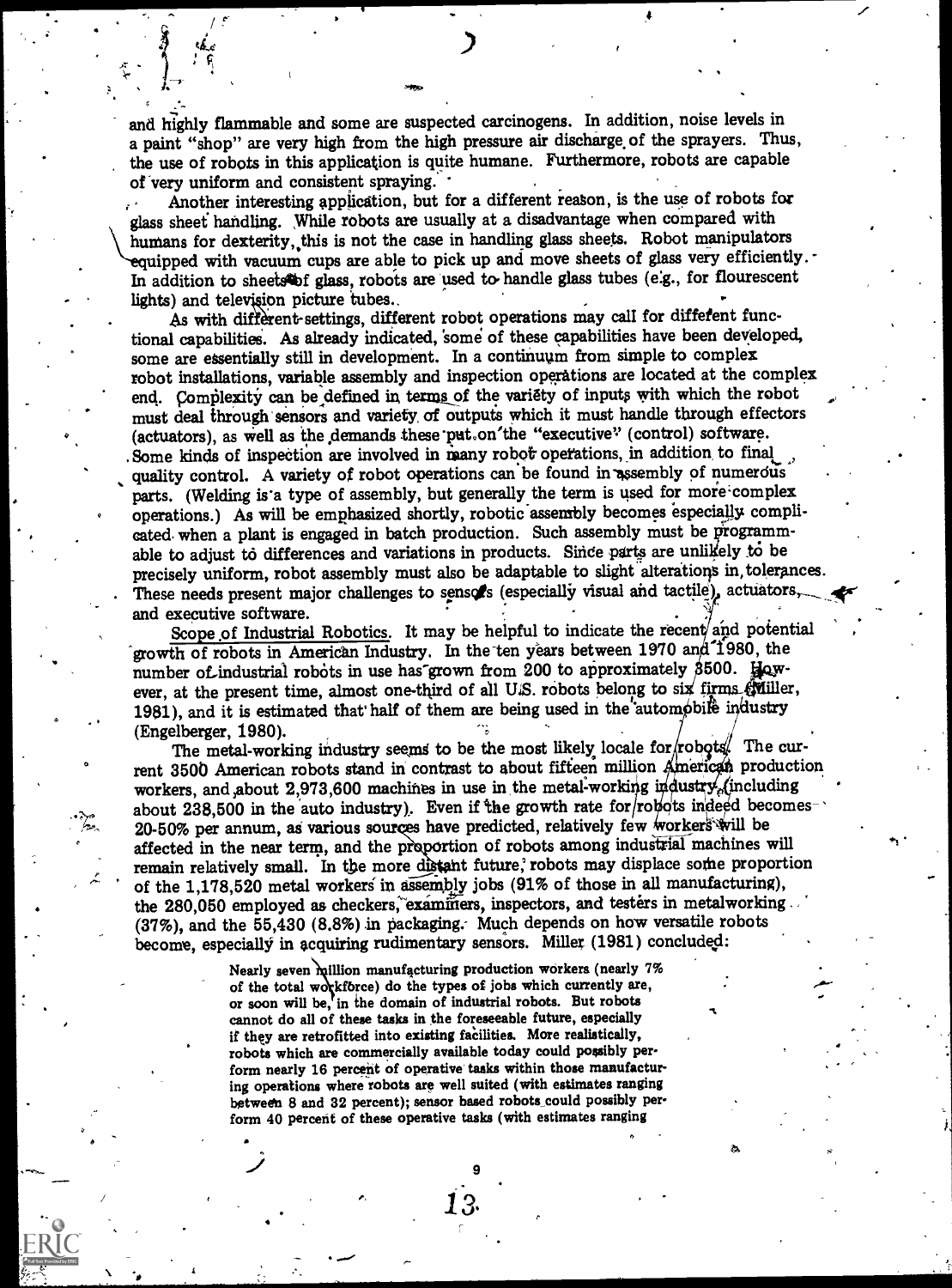and highly flammable and some are suspected carcinogens. In addition, noise levels in a paint "shop" are very high from the high pressure air discharge of the sprayers. Thus, the use of robots in this application is quite humane. Furthermore, robots are capable of very uniform and consistent spraying.

Another interesting application, but for a different reason, is the use of robots for glass sheet handling. While robots are usually at a disadvantage when compared with humans for dexterity, this is not the case in handling glass sheets. Robot manipulators equipped with vacuum cups are able to pick up and move sheets of glass very efficiently. In addition to sheets of glass, robots are used to handle glass tubes (e.g., for flourescent lights) and television picture tubes.

As with different settings, different robot operations may call for different functional capabilities. As already indicated, some of these capabilities have been developed, some are essentially still in development. In a continuum from simple to complex robot installations, variable assembly and inspection operations are located at the complex end. Complexity can be defined in terms of the variety of inputs with which the robot must deal through sensors and variety of outputs which it must handle through effectors (actuators), as well as the demands these put on the "executive" (control) software. Some kinds of inspection are involved in many robot operations, in addition to final quality control. A variety of robot operations can be found in assembly of numerous parts. (Welding is a type of assembly, but generally the term is used for more complex operations.) As will be emphasized shortly, robotic assembly becomes especially complicated when a plant is engaged in batch production. Such assembly must be programmable to adjust to differences and variations in products. Since parts are unlikely to be precisely uniform, robot assembly must also be adaptable to slight alterations in tolerances. These needs present major challenges to sensors (especially visual and tactile), actuators, and executive software.

<u>Scope of Industrial Robotics</u>. It may be helpful to indicate the recent and potential growth of robots in American Industry. In the ten years between 1970 and 1980, the number of industrial robots in use has grown from 200 to approximately 3500. However, at the present time, almost one-third of all U.S. robots belong to six firms (Miller, 1981), and it is estimated that half of them are being used in the automobile industry (Engelberger, 1980).

The metal-working industry seems to be the most likely locale for robots. The current 3500 American robots stand in contrast to about fifteen million American production workers, and about 2,973,600 machines in use in the metal-working industry (including about 238,500 in the auto industry). Even if the growth rate for robots indeed becomes 20-50% per annum, as various sources have predicted, relatively few workers will be affected in the near term, and the proportion of robots among industrial machines will remain relatively small. In the more distant future, robots may displace some proportion of the 1,178,520 metal workers in assembly jobs (91% of those in all manufacturing), the 280,050 employed as checkers, examiners, inspectors, and testers in metalworking (37%), and the 55,430 (8.8%) in packaging. Much depends on how versatile robots become, especially in acquiring rudimentary sensors. Miller (1981) concluded:

> Nearly seven million manufacturing production workers (nearly 7% of the total workforce) do the types of jobs which currently are, or soon will be, in the domain of industrial robots. But robots cannot do all of these tasks in the foreseeable future, especially if they are retrofitted into existing facilities. More realistically, robots which are commercially available today could possibly perform nearly 16 percent of operative tasks within those manufacturing operations where robots are well suited (with estimates ranging between 8 and 32 percent); sensor based robots could possibly perform 40 percent of these operative tasks (with estimates ranging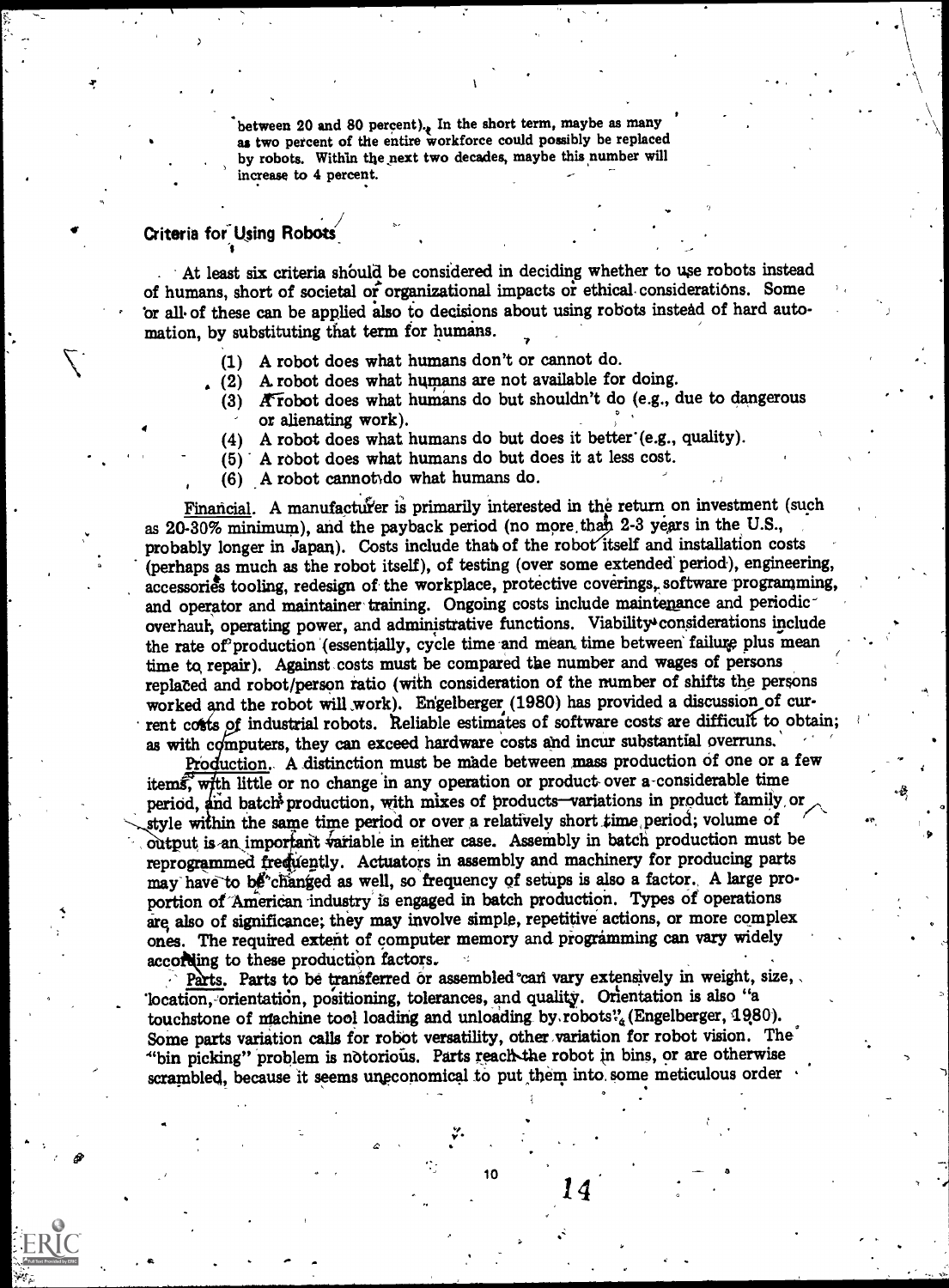between 20 and 80 percent). In the short term, maybe as many as two percent of the entire workforce could possibly be replaced by robots. Within the next two decades, maybe this number will increase to 4 percent.

## Criteria for Using Robots

At least six criteria should be considered in deciding whether to use robots instead of humans, short of societal or organizational impacts or ethical considerations. Some or all of these can be applied also to decisions about using robots instead of hard automation, by substituting that term for humans.

(1) A robot does what humans don't or cannot do.
(2) A robot does what humans are not available for doing.
(3) A robot does what humans do but shouldn't do (e.g., due to dangerous or alienating work).
(4) A robot does what humans do but does it better (e.g., quality).
(5) A robot does what humans do but does it at less cost.
(6) A robot cannot do what humans do.

Financial. A manufacturer is primarily interested in the return on investment (such as 20-30% minimum), and the payback period (no more than 2-3 years in the U.S., probably longer in Japan). Costs include that of the robot itself and installation costs (perhaps as much as the robot itself), of testing (over some extended period), engineering, accessories tooling, redesign of the workplace, protective coverings, software programming, and operator and maintainer training. Ongoing costs include maintenance and periodic overhaul, operating power, and administrative functions. Viability considerations include the rate of production (essentially, cycle time and mean time between failure plus mean time to repair). Against costs must be compared the number and wages of persons replaced and robot/person ratio (with consideration of the number of shifts the persons worked and the robot will work). Engelberger (1980) has provided a discussion of current costs of industrial robots. Reliable estimates of software costs are difficult to obtain; as with computers, they can exceed hardware costs and incur substantial overruns.

Production. A distinction must be made between mass production of one or a few items, with little or no change in any operation or product over a considerable time period, and batch production, with mixes of products—variations in product family or style within the same time period or over a relatively short time period; volume of output is an important variable in either case. Assembly in batch production must be reprogrammed frequently. Actuators in assembly and machinery for producing parts may have to be changed as well, so frequency of setups is also a factor. A large proportion of American industry is engaged in batch production. Types of operations are also of significance; they may involve simple, repetitive actions, or more complex ones. The required extent of computer memory and programming can vary widely according to these production factors.

Parts. Parts to be transferred or assembled can vary extensively in weight, size, location, orientation, positioning, tolerances, and quality. Orientation is also "a touchstone of machine tool loading and unloading by robots" (Engelberger, 1980). Some parts variation calls for robot versatility, other variation for robot vision. The "bin picking" problem is notorious. Parts reach the robot in bins, or are otherwise scrambled, because it seems uneconomical to put them into some meticulous order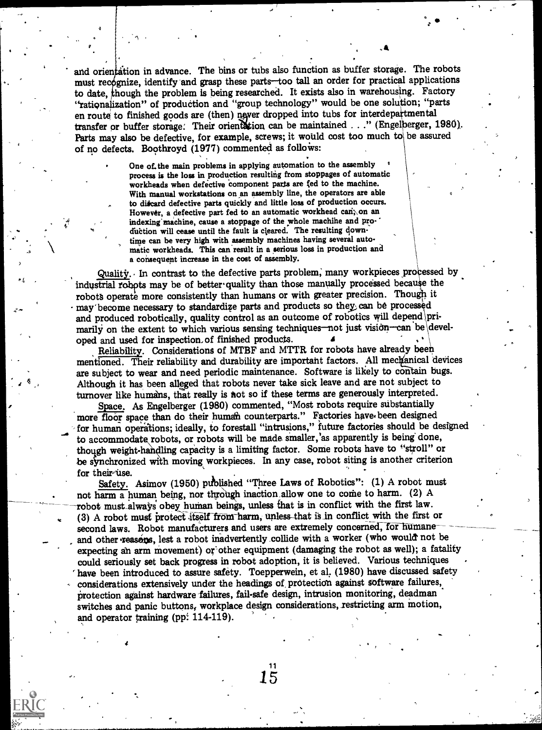and orientation in advance. The bins or tubs also function as buffer storage. The robots must recognize, identify and grasp these parts—too tall an order for practical applications to date, though the problem is being researched. It exists also in warehousing. Factory "rationalization" of production and "group technology" would be one solution; "parts en route to finished goods are (then) never dropped into tubs for interdepartmental transfer or buffer storage. Their orientation can be maintained . . ." (Engelberger, 1980). Parts may also be defective, for example, screws; it would cost too much to be assured of no defects. Boothroyd (1977) commented as follows:

> One of the main problems in applying automation to the assembly process is the loss in production resulting from stoppages of automatic workheads when defective component parts are fed to the machine. With manual workstations on an assembly line, the operators are able to discard defective parts quickly and little loss of production occurs. However, a defective part fed to an automatic workhead can, on an indexing machine, cause a stoppage of the whole machine and production will cease until the fault is cleared. The resulting downtime can be very high with assembly machines having several automatic workheads. This can result in a serious loss in production and a consequent increase in the cost of assembly.

Quality. In contrast to the defective parts problem, many workpieces processed by industrial robots may be of better quality than those manually processed because the robots operate more consistently than humans or with greater precision. Though it may become necessary to standardize parts and products so they can be processed and produced robotically, quality control as an outcome of robotics will depend primarily on the extent to which various sensing techniques—not just vision—can be developed and used for inspection of finished products.

Reliability. Considerations of MTBF and MTTR for robots have already been mentioned. Their reliability and durability are important factors. All mechanical devices are subject to wear and need periodic maintenance. Software is likely to contain bugs. Although it has been alleged that robots never take sick leave and are not subject to turnover like humans, that really is not so if these terms are generously interpreted.

Space. As Engelberger (1980) commented, "Most robots require substantially more floor space than do their human counterparts." Factories have been designed for human operations; ideally, to forestall "intrusions," future factories should be designed to accommodate robots, or robots will be made smaller, as apparently is being done, though weight-handling capacity is a limiting factor. Some robots have to "stroll" or be synchronized with moving workpieces. In any case, robot siting is another criterion for their use.

Safety. Asimov (1950) published "Three Laws of Robotics": (1) A robot must not harm a human being, nor through inaction allow one to come to harm. (2) A robot must always obey human beings, unless that is in conflict with the first law. (3) A robot must protect itself from harm, unless that is in conflict with the first or second laws. Robot manufacturers and users are extremely concerned, for humane and other reasons, lest a robot inadvertently collide with a worker (who would not be expecting an arm movement) or other equipment (damaging the robot as well); a fatality could seriously set back progress in robot adoption, it is believed. Various techniques have been introduced to assure safety. Toepperwein, et al. (1980) have discussed safety considerations extensively under the headings of protection against software failures, protection against hardware failures, fail-safe design, intrusion monitoring, deadman switches and panic buttons, workplace design considerations, restricting arm motion, and operator training (pp. 114-119).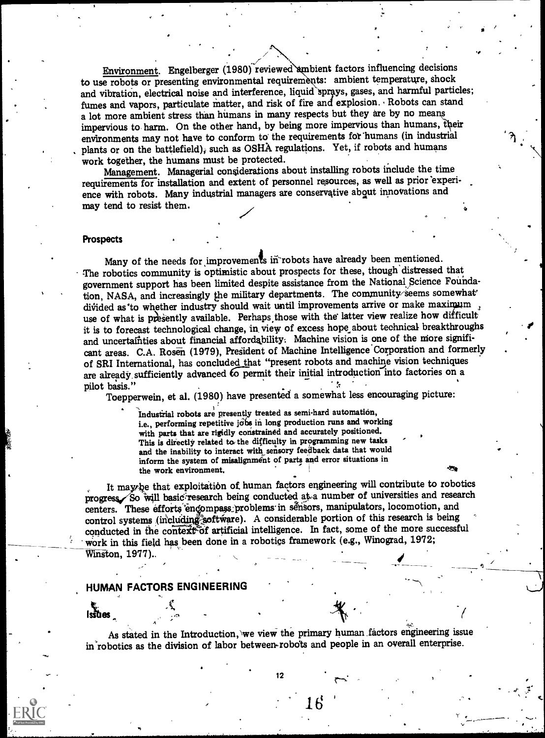Environment. Engelberger (1980) reviewed ambient factors influencing decisions to use robots or presenting environmental requirements: ambient temperature, shock and vibration, electrical noise and interference, liquid sprays, gases, and harmful particles; fumes and vapors, particulate matter, and risk of fire and explosion. Robots can stand a lot more ambient stress than humans in many respects but they are by no means impervious to harm. On the other hand, by being more impervious than humans, their environments may not have to conform to the requirements for humans (in industrial plants or on the battlefield), such as OSHA regulations. Yet, if robots and humans work together, the humans must be protected.

Management. Managerial considerations about installing robots include the time requirements for installation and extent of personnel resources, as well as prior experience with robots. Many industrial managers are conservative about innovations and may tend to resist them.

### Prospects

Many of the needs for improvements in robots have already been mentioned. The robotics community is optimistic about prospects for these, though distressed that government support has been limited despite assistance from the National Science Foundation, NASA, and increasingly the military departments. The community seems somewhat divided as to whether industry should wait until improvements arrive or make maximum use of what is presently available. Perhaps those with the latter view realize how difficult it is to forecast technological change, in view of excess hope about technical breakthroughs and uncertainties about financial affordability. Machine vision is one of the more significant areas. C.A. Rosen (1979), President of Machine Intelligence Corporation and formerly of SRI International, has concluded that "present robots and machine vision techniques are already sufficiently advanced to permit their initial introduction into factories on a pilot basis."

Toepperwein, et al. (1980) have presented a somewhat less encouraging picture:

> Industrial robots are presently treated as semi-hard automation, i.e., performing repetitive jobs in long production runs and working with parts that are rigidly constrained and accurately positioned. This is directly related to the difficulty in programming new tasks and the inability to interact with sensory feedback data that would inform the system of misalignment of parts and error situations in the work environment.

It may be that exploitation of human factors engineering will contribute to robotics progress. So will basic research being conducted at a number of universities and research centers. These efforts encompass problems in sensors, manipulators, locomotion, and control systems (including software). A considerable portion of this research is being conducted in the context of artificial intelligence. In fact, some of the more successful work in this field has been done in a robotics framework (e.g., Winograd, 1972; Winston, 1977).

## HUMAN FACTORS ENGINEERING

### Issues

As stated in the Introduction, we view the primary human factors engineering issue in robotics as the division of labor between robots and people in an overall enterprise.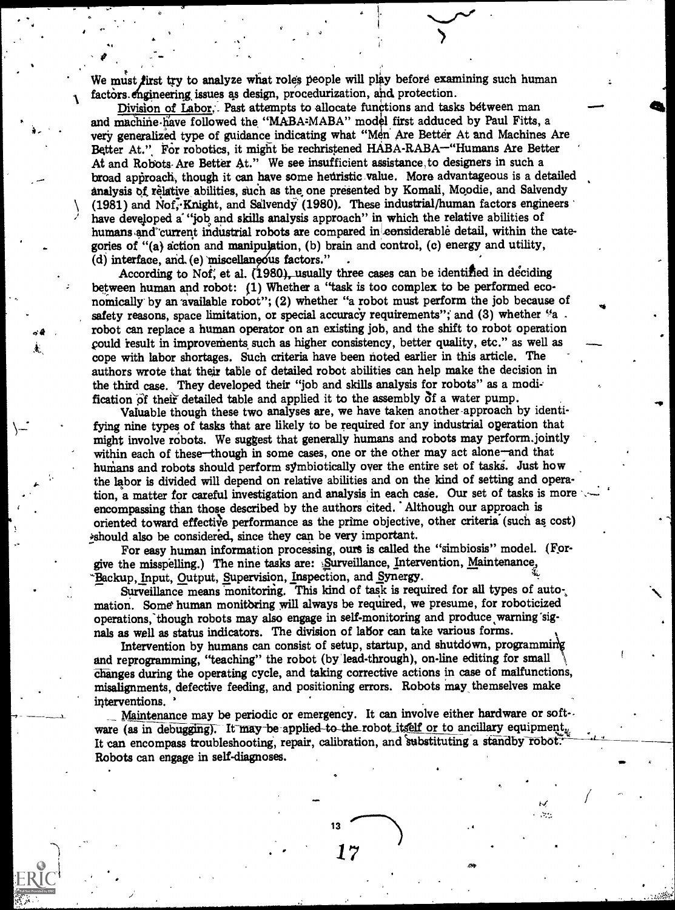We must first try to analyze what roles people will play before examining such human factors engineering issues as design, procedurization, and protection.

Division of Labor. Past attempts to allocate functions and tasks between man and machine have followed the "MABA-MABA" model first adduced by Paul Fitts, a very generalized type of guidance indicating what "Men Are Better At and Machines Are Better At." For robotics, it might be rechristened HABA-RABA—"Humans Are Better At and Robots Are Better At." We see insufficient assistance to designers in such a broad approach, though it can have some heuristic value. More advantageous is a detailed analysis of relative abilities, such as the one presented by Komali, Moodie, and Salvendy (1981) and Nof, Knight, and Salvendy (1980). These industrial/human factors engineers have developed a "job and skills analysis approach" in which the relative abilities of humans and current industrial robots are compared in considerable detail, within the categories of "(a) action and manipulation, (b) brain and control, (c) energy and utility, (d) interface, and (e) miscellaneous factors."

According to Nof, et al. (1980), usually three cases can be identified in deciding between human and robot: (1) Whether a "task is too complex to be performed economically by an available robot"; (2) whether "a robot must perform the job because of safety reasons, space limitation, or special accuracy requirements"; and (3) whether "a robot can replace a human operator on an existing job, and the shift to robot operation could result in improvements such as higher consistency, better quality, etc." as well as cope with labor shortages. Such criteria have been noted earlier in this article. The authors wrote that their table of detailed robot abilities can help make the decision in the third case. They developed their "job and skills analysis for robots" as a modification of their detailed table and applied it to the assembly of a water pump.

Valuable though these two analyses are, we have taken another approach by identifying nine types of tasks that are likely to be required for any industrial operation that might involve robots. We suggest that generally humans and robots may perform jointly within each of these—though in some cases, one or the other may act alone—and that humans and robots should perform symbiotically over the entire set of tasks. Just how the labor is divided will depend on relative abilities and on the kind of setting and operation, a matter for careful investigation and analysis in each case. Our set of tasks is more encompassing than those described by the authors cited. Although our approach is oriented toward effective performance as the prime objective, other criteria (such as cost) should also be considered, since they can be very important.

For easy human information processing, ours is called the "simbiosis" model. (Forgive the misspelling.) The nine tasks are: Surveillance, Intervention, Maintenance, Backup, Input, Output, Supervision, Inspection, and Synergy.

Surveillance means monitoring. This kind of task is required for all types of automation. Some human monitoring will always be required, we presume, for roboticized operations, though robots may also engage in self-monitoring and produce warning signals as well as status indicators. The division of labor can take various forms.

Intervention by humans can consist of setup, startup, and shutdown, programming and reprogramming, "teaching" the robot (by lead-through), on-line editing for small changes during the operating cycle, and taking corrective actions in case of malfunctions, misalignments, defective feeding, and positioning errors. Robots may themselves make interventions.

Maintenance may be periodic or emergency. It can involve either hardware or software (as in debugging). It may be applied to the robot itself or to ancillary equipment. It can encompass troubleshooting, repair, calibration, and substituting a standby robot. Robots can engage in self-diagnoses.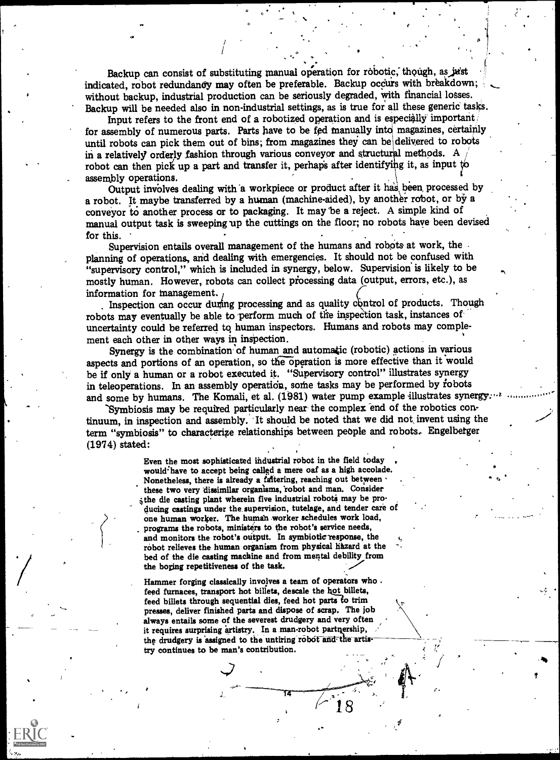Backup can consist of substituting manual operation for robotic, though, as just indicated, robot redundancy may often be preferable. Backup occurs with breakdown; without backup, industrial production can be seriously degraded, with financial losses. Backup will be needed also in non-industrial settings, as is true for all these generic tasks.

Input refers to the front end of a robotized operation and is especially important for assembly of numerous parts. Parts have to be fed manually into magazines, certainly until robots can pick them out of bins; from magazines they can be delivered to robots in a relatively orderly fashion through various conveyor and structural methods. A robot can then pick up a part and transfer it, perhaps after identifying it, as input to assembly operations.

Output involves dealing with a workpiece or product after it has been processed by a robot. It maybe transferred by a human (machine-aided), by another robot, or by a conveyor to another process or to packaging. It may be a reject. A simple kind of manual output task is sweeping up the cuttings on the floor; no robots have been devised for this.

Supervision entails overall management of the humans and robots at work, the planning of operations, and dealing with emergencies. It should not be confused with "supervisory control," which is included in synergy, below. Supervision is likely to be mostly human. However, robots can collect processing data (output, errors, etc.), as information for management.

Inspection can occur during processing and as quality control of products. Though robots may eventually be able to perform much of the inspection task, instances of uncertainty could be referred to human inspectors. Humans and robots may complement each other in other ways in inspection.

Synergy is the combination of human and automatic (robotic) actions in various aspects and portions of an operation, so the operation is more effective than it would be if only a human or a robot executed it. "Supervisory control" illustrates synergy in teleoperations. In an assembly operation, some tasks may be performed by robots and some by humans. The Komali, et al. (1981) water pump example illustrates synergy.

Symbiosis may be required particularly near the complex end of the robotics continuum, in inspection and assembly. It should be noted that we did not invent using the term "symbiosis" to characterize relationships between people and robots. Engelberger (1974) stated:

> Even the most sophisticated industrial robot in the field today would have to accept being called a mere oaf as a high accolade. Nonetheless, there is already a faltering, reaching out between these two very dissimilar organisms, robot and man. Consider the die casting plant wherein five industrial robots may be producing castings under the supervision, tutelage, and tender care of one human worker. The human worker schedules work load, programs the robots, ministers to the robot's service needs, and monitors the robot's output. In symbiotic response, the robot relieves the human organism from physical hazard at the bed of the die casting machine and from mental debility from the boring repetitiveness of the task.
>
> Hammer forging classically involves a team of operators who feed furnaces, transport hot billets, descale the hot billets, feed billets through sequential dies, feed hot parts to trim presses, deliver finished parts and dispose of scrap. The job always entails some of the severest drudgery and very often it requires surprising artistry. In a man-robot partnership, the drudgery is assigned to the untiring robot and the artistry continues to be man's contribution.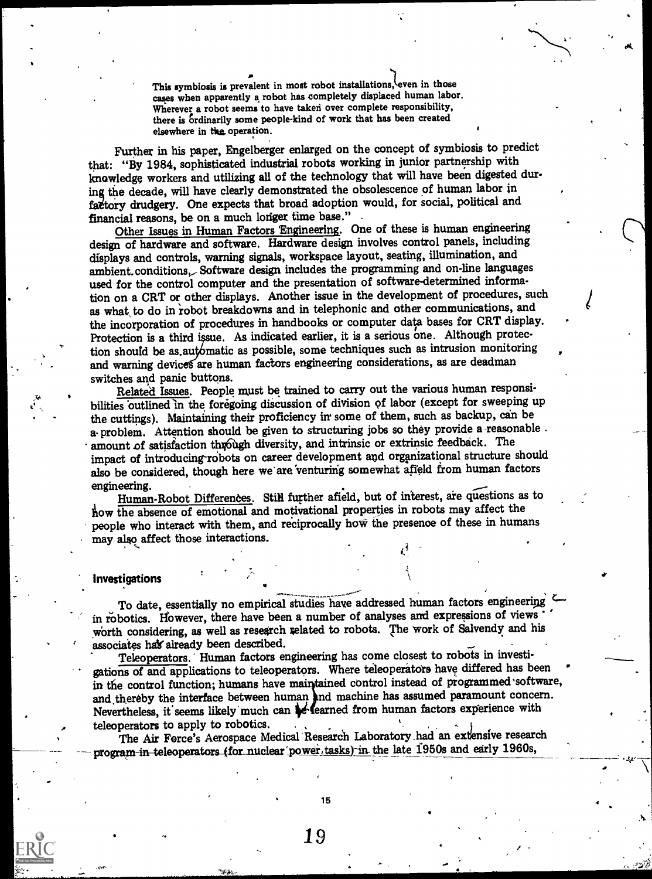> This symbiosis is prevalent in most robot installations, even in those cases when apparently a robot has completely displaced human labor. Wherever a robot seems to have taken over complete responsibility, there is ordinarily some people-kind of work that has been created elsewhere in the operation.

Further in his paper, Engelberger enlarged on the concept of symbiosis to predict that: "By 1984, sophisticated industrial robots working in junior partnership with knowledge workers and utilizing all of the technology that will have been digested during the decade, will have clearly demonstrated the obsolescence of human labor in factory drudgery. One expects that broad adoption would, for social, political and financial reasons, be on a much longer time base."

Other Issues in Human Factors Engineering. One of these is human engineering design of hardware and software. Hardware design involves control panels, including displays and controls, warning signals, workspace layout, seating, illumination, and ambient conditions. Software design includes the programming and on-line languages used for the control computer and the presentation of software-determined information on a CRT or other displays. Another issue in the development of procedures, such as what to do in robot breakdowns and in telephonic and other communications, and the incorporation of procedures in handbooks or computer data bases for CRT display. Protection is a third issue. As indicated earlier, it is a serious one. Although protection should be as automatic as possible, some techniques such as intrusion monitoring and warning devices are human factors engineering considerations, as are deadman switches and panic buttons.

Related Issues. People must be trained to carry out the various human responsibilities outlined in the foregoing discussion of division of labor (except for sweeping up the cuttings). Maintaining their proficiency in some of them, such as backup, can be a problem. Attention should be given to structuring jobs so they provide a reasonable amount of satisfaction through diversity, and intrinsic or extrinsic feedback. The impact of introducing robots on career development and organizational structure should also be considered, though here we are venturing somewhat afield from human factors engineering.

Human-Robot Differences. Still further afield, but of interest, are questions as to how the absence of emotional and motivational properties in robots may affect the people who interact with them, and reciprocally how the presence of these in humans may also affect those interactions.

## Investigations

To date, essentially no empirical studies have addressed human factors engineering in robotics. However, there have been a number of analyses and expressions of views worth considering, as well as research related to robots. The work of Salvendy and his associates has already been described.

Teleoperators. Human factors engineering has come closest to robots in investigations of and applications to teleoperators. Where teleoperators have differed has been in the control function; humans have maintained control instead of programmed software, and thereby the interface between human and machine has assumed paramount concern. Nevertheless, it seems likely much can be learned from human factors experience with teleoperators to apply to robotics.

The Air Force's Aerospace Medical Research Laboratory had an extensive research program in teleoperators (for nuclear power tasks) in the late 1950s and early 1960s,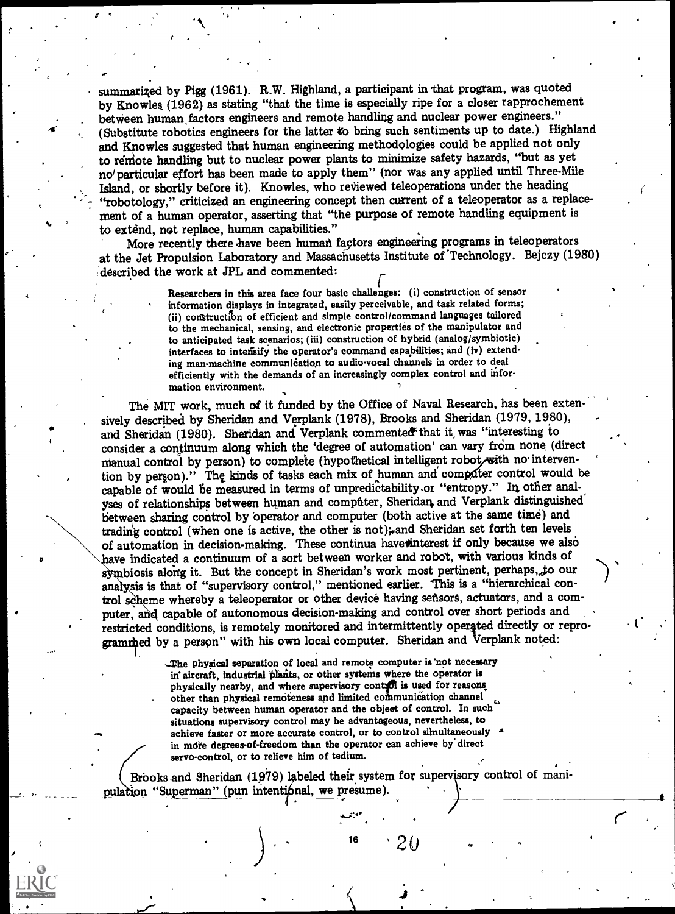summarized by Pigg (1961). R.W. Highland, a participant in that program, was quoted by Knowles (1962) as stating "that the time is especially ripe for a closer rapprochement between human factors engineers and remote handling and nuclear power engineers." (Substitute robotics engineers for the latter to bring such sentiments up to date.) Highland and Knowles suggested that human engineering methodologies could be applied not only to remote handling but to nuclear power plants to minimize safety hazards, "but as yet no particular effort has been made to apply them" (nor was any applied until Three-Mile Island, or shortly before it). Knowles, who reviewed teleoperations under the heading "robotology," criticized an engineering concept then current of a teleoperator as a replacement of a human operator, asserting that "the purpose of remote handling equipment is to extend, not replace, human capabilities."

More recently there have been human factors engineering programs in teleoperators at the Jet Propulsion Laboratory and Massachusetts Institute of Technology. Bejczy (1980) described the work at JPL and commented:

> Researchers in this area face four basic challenges: (i) construction of sensor information displays in integrated, easily perceivable, and task related forms; (ii) construction of efficient and simple control/command languages tailored to the mechanical, sensing, and electronic properties of the manipulator and to anticipated task scenarios; (iii) construction of hybrid (analog/symbiotic) interfaces to intensify the operator's command capabilities; and (iv) extending man-machine communication to audio-vocal channels in order to deal efficiently with the demands of an increasingly complex control and information environment.

The MIT work, much of it funded by the Office of Naval Research, has been extensively described by Sheridan and Verplank (1978), Brooks and Sheridan (1979, 1980), and Sheridan (1980). Sheridan and Verplank commented that it was "interesting to consider a continuum along which the 'degree of automation' can vary from none (direct manual control by person) to complete (hypothetical intelligent robot with no intervention by person)." The kinds of tasks each mix of human and computer control would be capable of would be measured in terms of unpredictability or "entropy." In other analyses of relationships between human and computer, Sheridan and Verplank distinguished between sharing control by operator and computer (both active at the same time) and trading control (when one is active, the other is not); and Sheridan set forth ten levels of automation in decision-making. These continua have interest if only because we also have indicated a continuum of a sort between worker and robot, with various kinds of symbiosis along it. But the concept in Sheridan's work most pertinent, perhaps, to our analysis is that of "supervisory control," mentioned earlier. This is a "hierarchical control scheme whereby a teleoperator or other device having sensors, actuators, and a computer, and capable of autonomous decision-making and control over short periods and restricted conditions, is remotely monitored and intermittently operated directly or reprogrammed by a person" with his own local computer. Sheridan and Verplank noted:

> The physical separation of local and remote computer is not necessary in aircraft, industrial plants, or other systems where the operator is physically nearby, and where supervisory control is used for reasons other than physical remoteness and limited communication channel capacity between human operator and the object of control. In such situations supervisory control may be advantageous, nevertheless, to achieve faster or more accurate control, or to control simultaneously in more degrees-of-freedom than the operator can achieve by direct servo-control, or to relieve him of tedium.

Brooks and Sheridan (1979) labeled their system for supervisory control of manipulation "Superman" (pun intentional, we presume).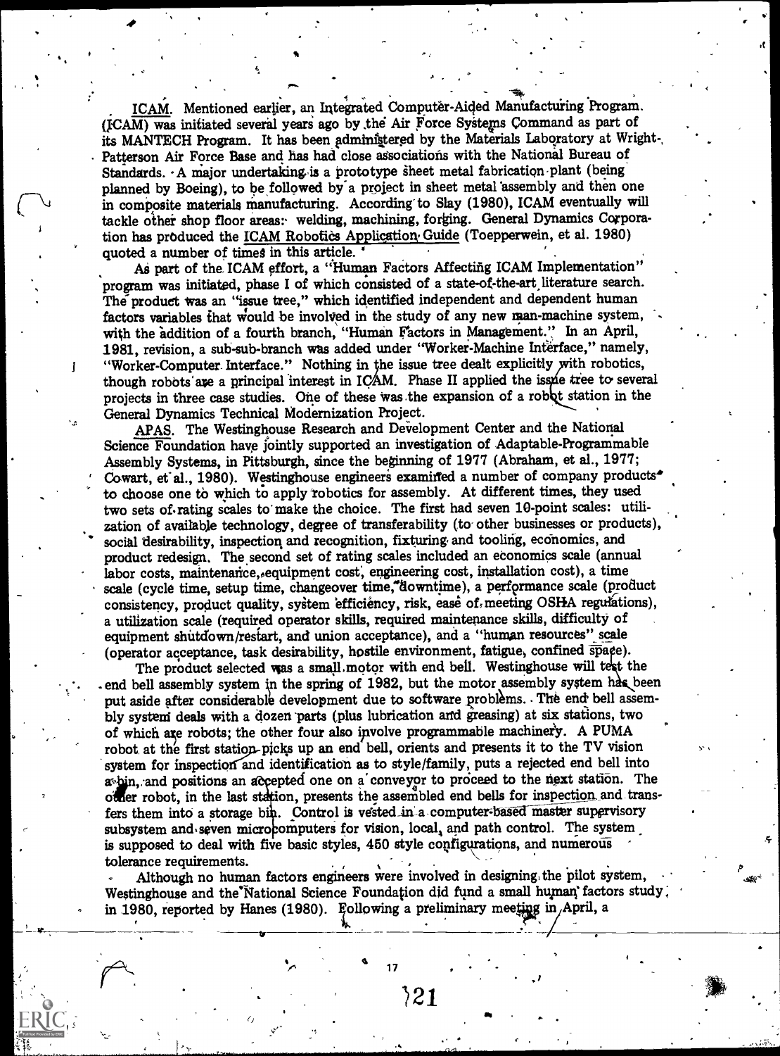ICAM. Mentioned earlier, an Integrated Computer-Aided Manufacturing Program (ICAM) was initiated several years ago by the Air Force Systems Command as part of its MANTECH Program. It has been administered by the Materials Laboratory at Wright-Patterson Air Force Base and has had close associations with the National Bureau of Standards. A major undertaking is a prototype sheet metal fabrication plant (being planned by Boeing), to be followed by a project in sheet metal assembly and then one in composite materials manufacturing. According to Slay (1980), ICAM eventually will tackle other shop floor areas: welding, machining, forging. General Dynamics Corporation has produced the ICAM Robotics Application Guide (Toepperwein, et al. 1980) quoted a number of times in this article.

As part of the ICAM effort, a "Human Factors Affecting ICAM Implementation" program was initiated, phase I of which consisted of a state-of-the-art literature search. The product was an "issue tree," which identified independent and dependent human factors variables that would be involved in the study of any new man-machine system, with the addition of a fourth branch, "Human Factors in Management." In an April, 1981, revision, a sub-sub-branch was added under "Worker-Machine Interface," namely, "Worker-Computer Interface." Nothing in the issue tree dealt explicitly with robotics, though robots are a principal interest in ICAM. Phase II applied the issue tree to several projects in three case studies. One of these was the expansion of a robot station in the General Dynamics Technical Modernization Project.

APAS. The Westinghouse Research and Development Center and the National Science Foundation have jointly supported an investigation of Adaptable-Programmable Assembly Systems, in Pittsburgh, since the beginning of 1977 (Abraham, et al., 1977; Cowart, et al., 1980). Westinghouse engineers examined a number of company products to choose one to which to apply robotics for assembly. At different times, they used two sets of rating scales to make the choice. The first had seven 10-point scales: utilization of available technology, degree of transferability (to other businesses or products), social desirability, inspection and recognition, fixturing and tooling, economics, and product redesign. The second set of rating scales included an economics scale (annual labor costs, maintenance, equipment cost, engineering cost, installation cost), a time scale (cycle time, setup time, changeover time, downtime), a performance scale (product consistency, product quality, system efficiency, risk, ease of meeting OSHA regulations), a utilization scale (required operator skills, required maintenance skills, difficulty of equipment shutdown/restart, and union acceptance), and a "human resources" scale (operator acceptance, task desirability, hostile environment, fatigue, confined space).

The product selected was a small motor with end bell. Westinghouse will test the end bell assembly system in the spring of 1982, but the motor assembly system has been put aside after considerable development due to software problems. The end bell assembly system deals with a dozen parts (plus lubrication and greasing) at six stations, two of which are robots; the other four also involve programmable machinery. A PUMA robot at the first station picks up an end bell, orients and presents it to the TV vision system for inspection and identification as to style/family, puts a rejected end bell into a bin, and positions an accepted one on a conveyor to proceed to the next station. The other robot, in the last station, presents the assembled end bells for inspection and transfers them into a storage bin. Control is vested in a computer-based master supervisory subsystem and seven microcomputers for vision, local, and path control. The system is supposed to deal with five basic styles, 450 style configurations, and numerous tolerance requirements.

Although no human factors engineers were involved in designing the pilot system, Westinghouse and the National Science Foundation did fund a small human factors study, in 1980, reported by Hanes (1980). Following a preliminary meeting in April, a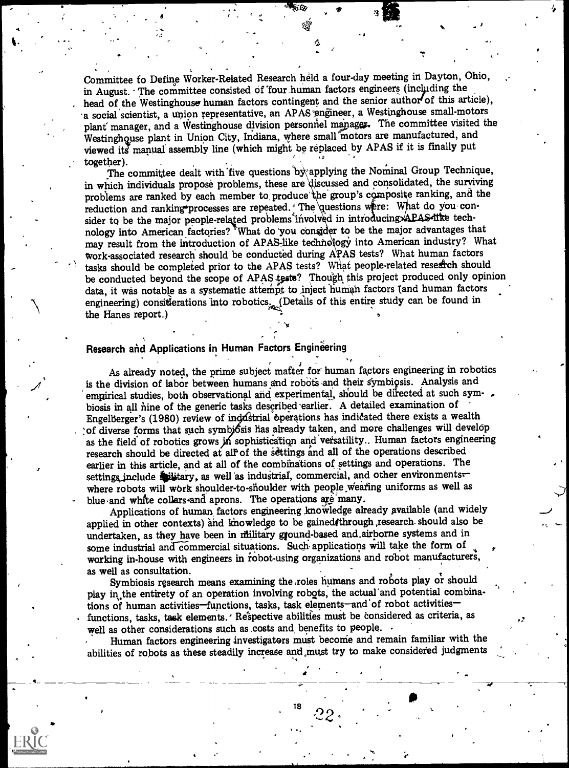Committee to Define Worker-Related Research held a four-day meeting in Dayton, Ohio, in August. The committee consisted of four human factors engineers (including the head of the Westinghouse human factors contingent and the senior author of this article), a social scientist, a union representative, an APAS engineer, a Westinghouse small-motors plant manager, and a Westinghouse division personnel manager. The committee visited the Westinghouse plant in Union City, Indiana, where small motors are manufactured, and viewed its manual assembly line (which might be replaced by APAS if it is finally put together).

The committee dealt with five questions by applying the Nominal Group Technique, in which individuals propose problems, these are discussed and consolidated, the surviving problems are ranked by each member to produce the group's composite ranking, and the reduction and ranking processes are repeated. The questions were: What do you consider to be the major people-related problems involved in introducing APAS-like technology into American factories? What do you consider to be the major advantages that may result from the introduction of APAS-like technology into American industry? What work-associated research should be conducted during APAS tests? What human factors tasks should be completed prior to the APAS tests? What people-related research should be conducted beyond the scope of APAS tests? Though this project produced only opinion data, it was notable as a systematic attempt to inject human factors (and human factors engineering) considerations into robotics. (Details of this entire study can be found in the Hanes report.)

## Research and Applications in Human Factors Engineering

As already noted, the prime subject matter for human factors engineering in robotics is the division of labor between humans and robots and their symbiosis. Analysis and empirical studies, both observational and experimental, should be directed at such symbiosis in all nine of the generic tasks described earlier. A detailed examination of Engelberger's (1980) review of industrial operations has indicated there exists a wealth of diverse forms that such symbiosis has already taken, and more challenges will develop as the field of robotics grows in sophistication and versatility. Human factors engineering research should be directed at all of the settings and all of the operations described earlier in this article, and at all of the combinations of settings and operations. The settings include military, as well as industrial, commercial, and other environments—where robots will work shoulder-to-shoulder with people wearing uniforms as well as blue and white collars and aprons. The operations are many.

Applications of human factors engineering knowledge already available (and widely applied in other contexts) and knowledge to be gained through research should also be undertaken, as they have been in military ground-based and airborne systems and in some industrial and commercial situations. Such applications will take the form of working in-house with engineers in robot-using organizations and robot manufacturers, as well as consultation.

Symbiosis research means examining the roles humans and robots play or should play in the entirety of an operation involving robots, the actual and potential combinations of human activities—functions, tasks, task elements—and of robot activities—functions, tasks, task elements. Respective abilities must be considered as criteria, as well as other considerations such as costs and benefits to people.

Human factors engineering investigators must become and remain familiar with the abilities of robots as these steadily increase and must try to make considered judgments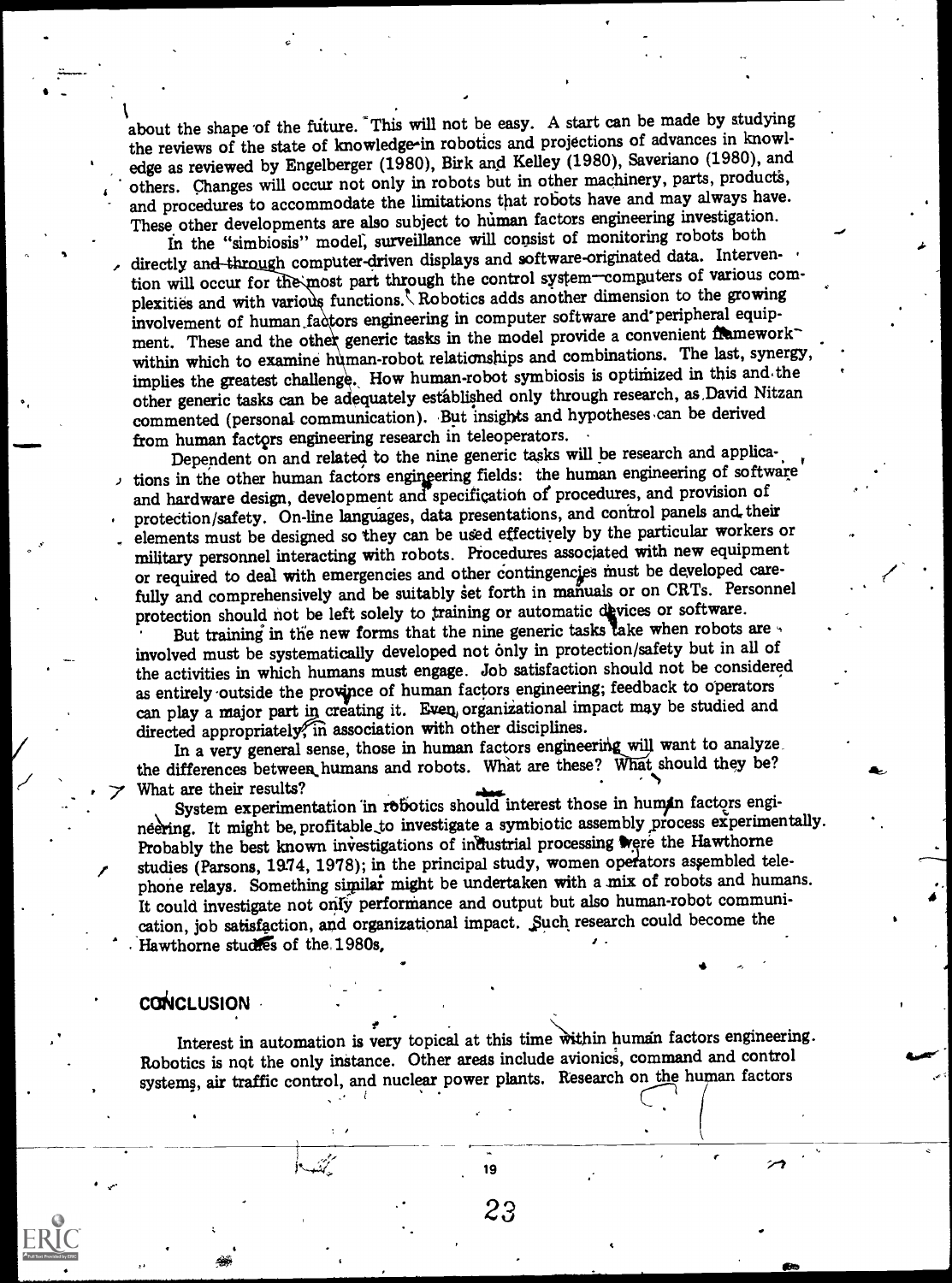about the shape of the future. This will not be easy. A start can be made by studying the reviews of the state of knowledge in robotics and projections of advances in knowledge as reviewed by Engelberger (1980), Birk and Kelley (1980), Saveriano (1980), and others. Changes will occur not only in robots but in other machinery, parts, products, and procedures to accommodate the limitations that robots have and may always have. These other developments are also subject to human factors engineering investigation.

In the "simbiosis" model, surveillance will consist of monitoring robots both directly and through computer-driven displays and software-originated data. Intervention will occur for the most part through the control system—computers of various complexities and with various functions. Robotics adds another dimension to the growing involvement of human factors engineering in computer software and peripheral equipment. These and the other generic tasks in the model provide a convenient framework within which to examine human-robot relationships and combinations. The last, synergy, implies the greatest challenge. How human-robot symbiosis is optimized in this and the other generic tasks can be adequately established only through research, as David Nitzan commented (personal communication). But insights and hypotheses can be derived from human factors engineering research in teleoperators.

Dependent on and related to the nine generic tasks will be research and applications in the other human factors engineering fields: the human engineering of software and hardware design, development and specification of procedures, and provision of protection/safety. On-line languages, data presentations, and control panels and their elements must be designed so they can be used effectively by the particular workers or military personnel interacting with robots. Procedures associated with new equipment or required to deal with emergencies and other contingencies must be developed carefully and comprehensively and be suitably set forth in manuals or on CRTs. Personnel protection should not be left solely to training or automatic devices or software.

But training in the new forms that the nine generic tasks take when robots are involved must be systematically developed not only in protection/safety but in all of the activities in which humans must engage. Job satisfaction should not be considered as entirely outside the province of human factors engineering; feedback to operators can play a major part in creating it. Even organizational impact may be studied and directed appropriately in association with other disciplines.

In a very general sense, those in human factors engineering will want to analyze the differences between humans and robots. What are these? What should they be? What are their results?

System experimentation in robotics should interest those in human factors engineering. It might be profitable to investigate a symbiotic assembly process experimentally. Probably the best known investigations of industrial processing were the Hawthorne studies (Parsons, 1974, 1978); in the principal study, women operators assembled telephone relays. Something similar might be undertaken with a mix of robots and humans. It could investigate not only performance and output but also human-robot communication, job satisfaction, and organizational impact. Such research could become the Hawthorne studies of the 1980s.

## CONCLUSION

Interest in automation is very topical at this time within human factors engineering. Robotics is not the only instance. Other areas include avionics, command and control systems, air traffic control, and nuclear power plants. Research on the human factors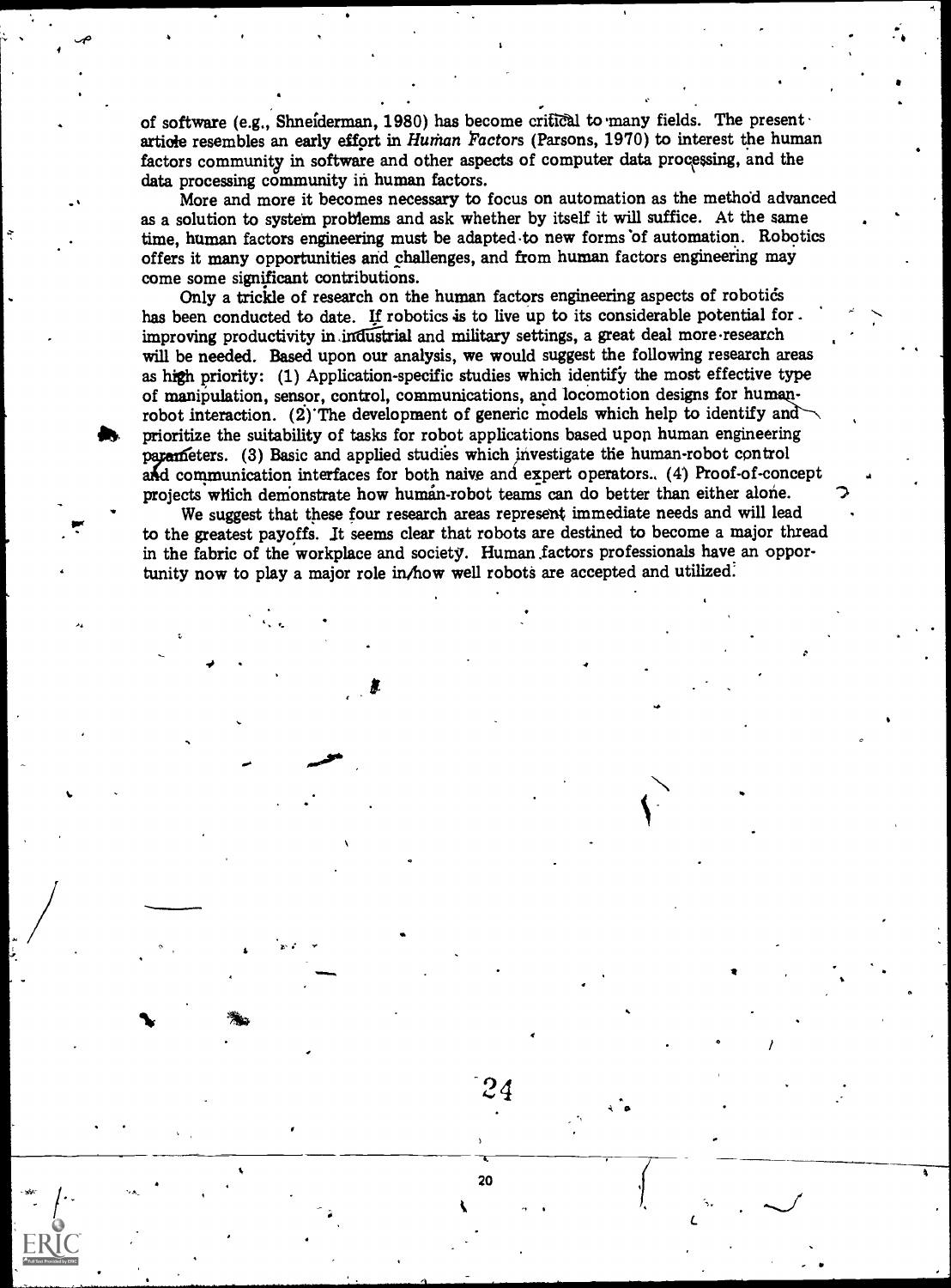of software (e.g., Shneiderman, 1980) has become critical to many fields. The present article resembles an early effort in *Human Factors* (Parsons, 1970) to interest the human factors community in software and other aspects of computer data processing, and the data processing community in human factors.

More and more it becomes necessary to focus on automation as the method advanced as a solution to system problems and ask whether by itself it will suffice. At the same time, human factors engineering must be adapted to new forms of automation. Robotics offers it many opportunities and challenges, and from human factors engineering may come some significant contributions.

Only a trickle of research on the human factors engineering aspects of robotics has been conducted to date. If robotics is to live up to its considerable potential for improving productivity in industrial and military settings, a great deal more research will be needed. Based upon our analysis, we would suggest the following research areas as high priority: (1) Application-specific studies which identify the most effective type of manipulation, sensor, control, communications, and locomotion designs for human-robot interaction. (2) The development of generic models which help to identify and prioritize the suitability of tasks for robot applications based upon human engineering parameters. (3) Basic and applied studies which investigate the human-robot control and communication interfaces for both naive and expert operators. (4) Proof-of-concept projects which demonstrate how human-robot teams can do better than either alone.

We suggest that these four research areas represent immediate needs and will lead to the greatest payoffs. It seems clear that robots are destined to become a major thread in the fabric of the workplace and society. Human factors professionals have an opportunity now to play a major role in how well robots are accepted and utilized.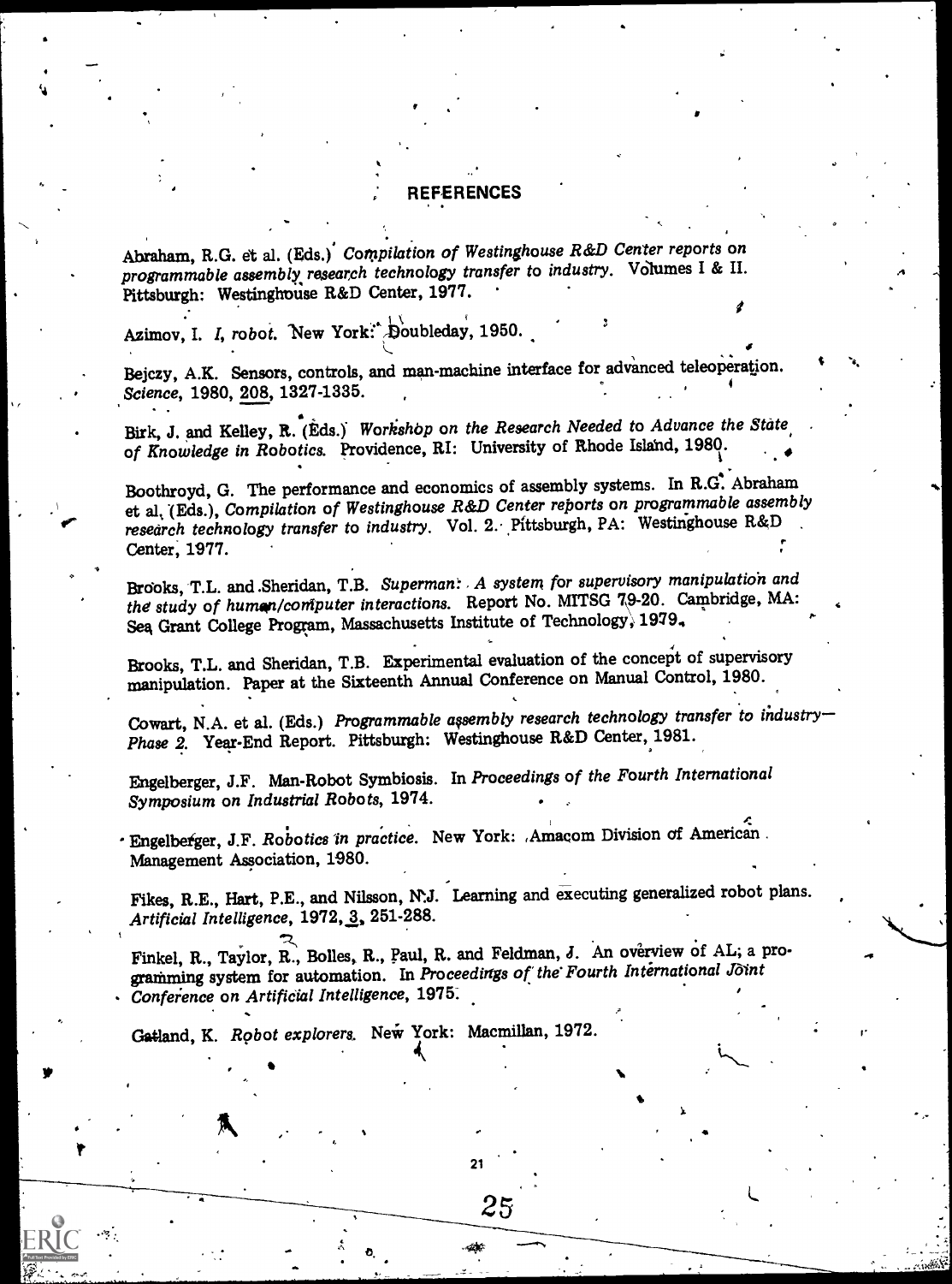## REFERENCES

Abraham, R.G. et al. (Eds.) *Compilation of Westinghouse R&D Center reports on programmable assembly research technology transfer to industry.* Volumes I & II. Pittsburgh: Westinghouse R&D Center, 1977.

Azimov, I. *I, robot.* New York: Doubleday, 1950.

Bejczy, A.K. Sensors, controls, and man-machine interface for advanced teleoperation. *Science*, 1980, 208, 1327-1335.

Birk, J. and Kelley, R. (Eds.) *Workshop on the Research Needed to Advance the State of Knowledge in Robotics.* Providence, RI: University of Rhode Island, 1980.

Boothroyd, G. The performance and economics of assembly systems. In R.G. Abraham et al. (Eds.), *Compilation of Westinghouse R&D Center reports on programmable assembly research technology transfer to industry.* Vol. 2. Pittsburgh, PA: Westinghouse R&D Center, 1977.

Brooks, T.L. and Sheridan, T.B. *Superman: A system for supervisory manipulation and the study of human/computer interactions.* Report No. MITSG 79-20. Cambridge, MA: Sea Grant College Program, Massachusetts Institute of Technology, 1979.

Brooks, T.L. and Sheridan, T.B. Experimental evaluation of the concept of supervisory manipulation. Paper at the Sixteenth Annual Conference on Manual Control, 1980.

Cowart, N.A. et al. (Eds.) *Programmable assembly research technology transfer to industry—Phase 2.* Year-End Report. Pittsburgh: Westinghouse R&D Center, 1981.

Engelberger, J.F. Man-Robot Symbiosis. In *Proceedings of the Fourth International Symposium on Industrial Robots*, 1974.

Engelberger, J.F. *Robotics in practice.* New York: Amacom Division of American Management Association, 1980.

Fikes, R.E., Hart, P.E., and Nilsson, N.J. Learning and executing generalized robot plans. *Artificial Intelligence*, 1972, 3, 251-288.

Finkel, R., Taylor, R., Bolles, R., Paul, R. and Feldman, J. An overview of AL, a programming system for automation. In *Proceedings of the Fourth International Joint Conference on Artificial Intelligence*, 1975.

Gatland, K. *Robot explorers.* New York: Macmillan, 1972.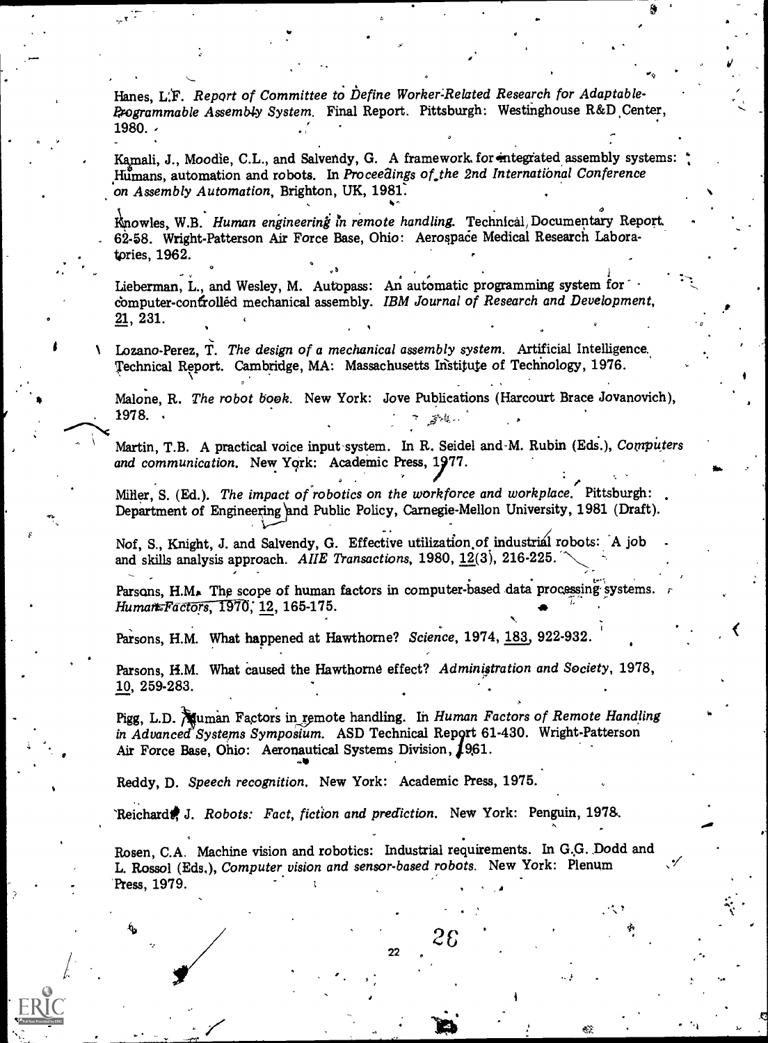Hanes, L.F. *Report of Committee to Define Worker-Related Research for Adaptable-Programmable Assembly System.* Final Report. Pittsburgh: Westinghouse R&D Center, 1980.

Kamali, J., Moodie, C.L., and Salvendy, G. A framework for integrated assembly systems: Humans, automation and robots. In *Proceedings of the 2nd International Conference on Assembly Automation*, Brighton, UK, 1981.

Knowles, W.B. *Human engineering in remote handling.* Technical Documentary Report 62-58. Wright-Patterson Air Force Base, Ohio: Aerospace Medical Research Laboratories, 1962.

Lieberman, L., and Wesley, M. Autopass: An automatic programming system for computer-controlled mechanical assembly. *IBM Journal of Research and Development*, 21, 231.

Lozano-Perez, T. *The design of a mechanical assembly system.* Artificial Intelligence Technical Report. Cambridge, MA: Massachusetts Institute of Technology, 1976.

Malone, R. *The robot book.* New York: Jove Publications (Harcourt Brace Jovanovich), 1978.

Martin, T.B. A practical voice input system. In R. Seidel and M. Rubin (Eds.), *Computers and communication.* New York: Academic Press, 1977.

Miller, S. (Ed.). *The impact of robotics on the workforce and workplace.* Pittsburgh: Department of Engineering and Public Policy, Carnegie-Mellon University, 1981 (Draft).

Nof, S., Knight, J. and Salvendy, G. Effective utilization of industrial robots: A job and skills analysis approach. *AIIE Transactions*, 1980, 12(3), 216-225.

Parsons, H.M. The scope of human factors in computer-based data processing systems. *Human Factors*, 1970, 12, 165-175.

Parsons, H.M. What happened at Hawthorne? *Science*, 1974, 183, 922-932.

Parsons, H.M. What caused the Hawthorne effect? *Administration and Society*, 1978, 10, 259-283.

Pigg, L.D. Human Factors in remote handling. In *Human Factors of Remote Handling in Advanced Systems Symposium.* ASD Technical Report 61-430. Wright-Patterson Air Force Base, Ohio: Aeronautical Systems Division, 1961.

Reddy, D. *Speech recognition.* New York: Academic Press, 1975.

Reichardt, J. *Robots: Fact, fiction and prediction.* New York: Penguin, 1978.

Rosen, C.A. Machine vision and robotics: Industrial requirements. In G.G. Dodd and L. Rossol (Eds.), *Computer vision and sensor-based robots.* New York: Plenum Press, 1979.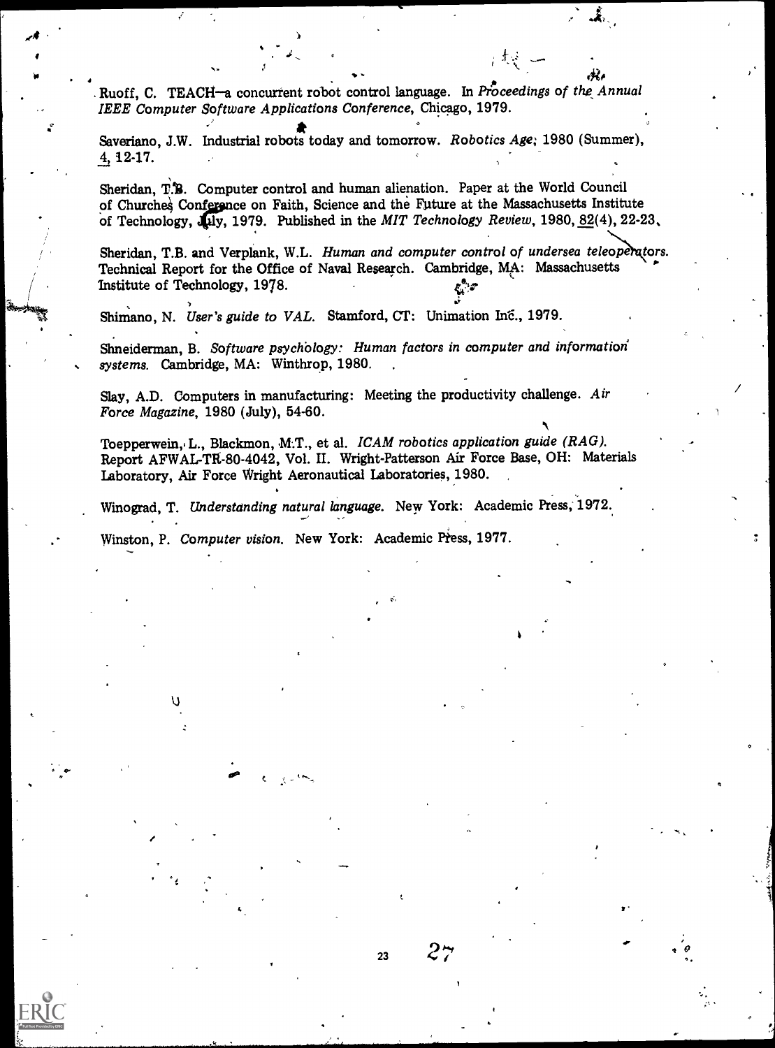Ruoff, C. TEACH—a concurrent robot control language. In *Proceedings of the Annual IEEE Computer Software Applications Conference*, Chicago, 1979.

Saveriano, J.W. Industrial robots today and tomorrow. *Robotics Age*, 1980 (Summer), 4, 12-17.

Sheridan, T.B. Computer control and human alienation. Paper at the World Council of Churches Conference on Faith, Science and the Future at the Massachusetts Institute of Technology, July, 1979. Published in the *MIT Technology Review*, 1980, 82(4), 22-23.

Sheridan, T.B. and Verplank, W.L. *Human and computer control of undersea teleoperators.* Technical Report for the Office of Naval Research. Cambridge, MA: Massachusetts Institute of Technology, 1978.

Shimano, N. *User's guide to VAL.* Stamford, CT: Unimation Inc., 1979.

Shneiderman, B. *Software psychology: Human factors in computer and information systems.* Cambridge, MA: Winthrop, 1980.

Slay, A.D. Computers in manufacturing: Meeting the productivity challenge. *Air Force Magazine*, 1980 (July), 54-60.

Toepperwein, L., Blackmon, M.T., et al. *ICAM robotics application guide (RAG).* Report AFWAL-TR-80-4042, Vol. II. Wright-Patterson Air Force Base, OH: Materials Laboratory, Air Force Wright Aeronautical Laboratories, 1980.

Winograd, T. *Understanding natural language.* New York: Academic Press, 1972.

Winston, P. *Computer vision.* New York: Academic Press, 1977.